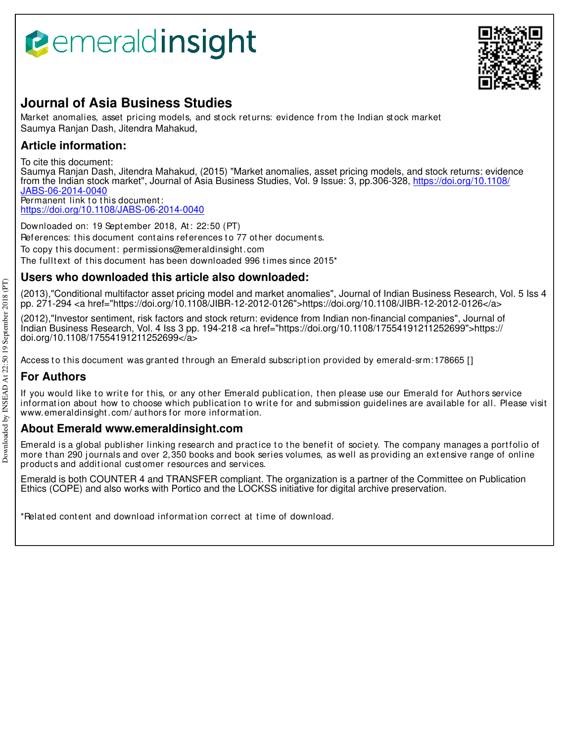# Journal of Asia Business Studies

Market anomalies, asset pricing models, and stock returns: evidence from the Indian stock market
Saumya Ranjan Dash, Jitendra Mahakud,

## Article information:

To cite this document:
Saumya Ranjan Dash, Jitendra Mahakud, (2015) "Market anomalies, asset pricing models, and stock returns: evidence from the Indian stock market", Journal of Asia Business Studies, Vol. 9 Issue: 3, pp.306-328, https://doi.org/10.1108/JABS-06-2014-0040
Permanent link to this document:
https://doi.org/10.1108/JABS-06-2014-0040

Downloaded on: 19 September 2018, At: 22:50 (PT)
References: this document contains references to 77 other documents.
To copy this document: permissions@emeraldinsight.com
The fulltext of this document has been downloaded 996 times since 2015*

## Users who downloaded this article also downloaded:

(2013),"Conditional multifactor asset pricing model and market anomalies", Journal of Indian Business Research, Vol. 5 Iss 4 pp. 271-294 <a href="https://doi.org/10.1108/JIBR-12-2012-0126">https://doi.org/10.1108/JIBR-12-2012-0126</a>

(2012),"Investor sentiment, risk factors and stock return: evidence from Indian non-financial companies", Journal of Indian Business Research, Vol. 4 Iss 3 pp. 194-218 <a href="https://doi.org/10.1108/17554191211252699">https://doi.org/10.1108/17554191211252699</a>

Access to this document was granted through an Emerald subscription provided by emerald-srm:178665 []

## For Authors

If you would like to write for this, or any other Emerald publication, then please use our Emerald for Authors service information about how to choose which publication to write for and submission guidelines are available for all. Please visit www.emeraldinsight.com/authors for more information.

## About Emerald www.emeraldinsight.com

Emerald is a global publisher linking research and practice to the benefit of society. The company manages a portfolio of more than 290 journals and over 2,350 books and book series volumes, as well as providing an extensive range of online products and additional customer resources and services.

Emerald is both COUNTER 4 and TRANSFER compliant. The organization is a partner of the Committee on Publication Ethics (COPE) and also works with Portico and the LOCKSS initiative for digital archive preservation.

*Related content and download information correct at time of download.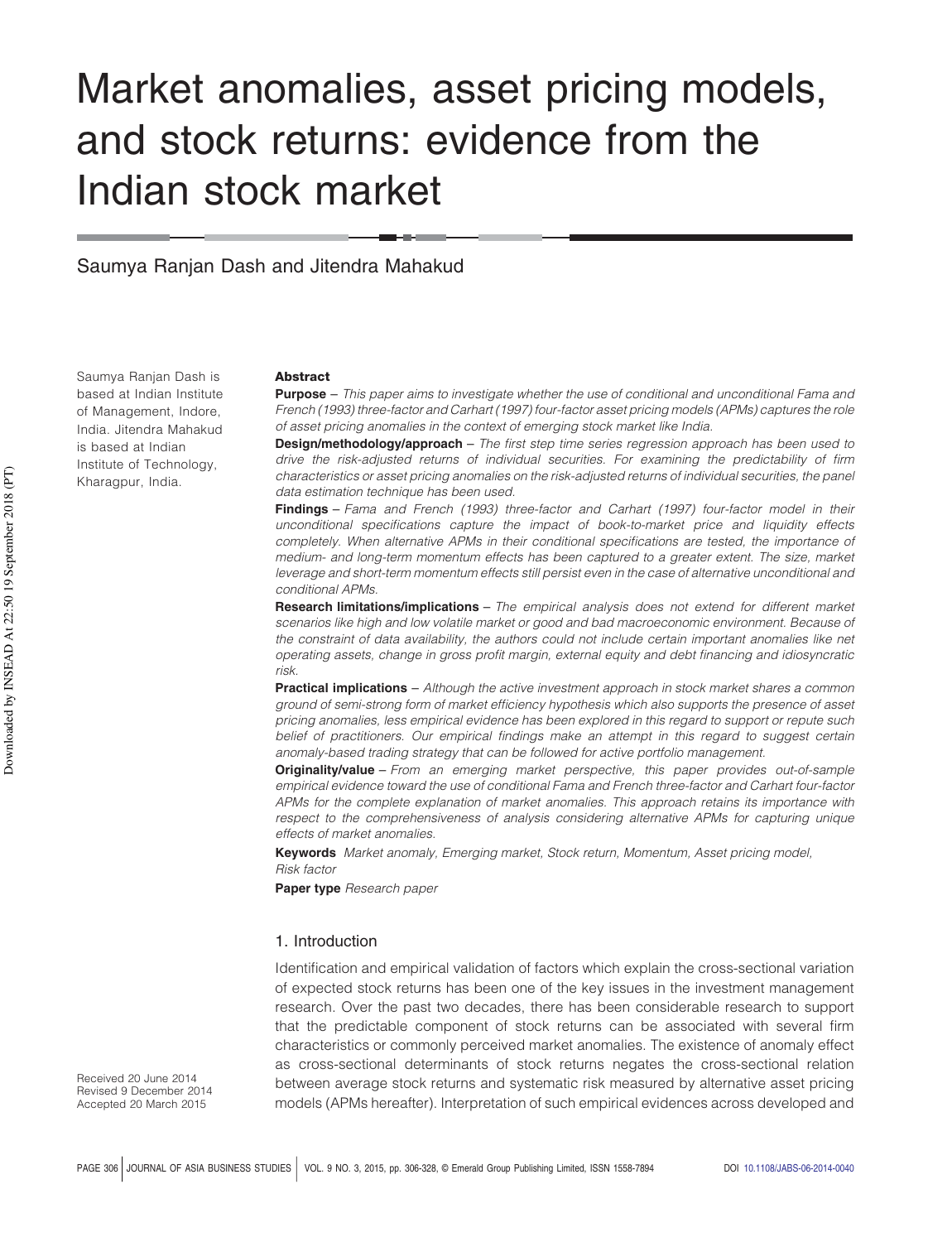# Market anomalies, asset pricing models, and stock returns: evidence from the Indian stock market

Saumya Ranjan Dash and Jitendra Mahakud

Saumya Ranjan Dash is based at Indian Institute of Management, Indore, India. Jitendra Mahakud is based at Indian Institute of Technology, Kharagpur, India.

### Abstract

**Purpose** – *This paper aims to investigate whether the use of conditional and unconditional Fama and French (1993) three-factor and Carhart (1997) four-factor asset pricing models (APMs) captures the role of asset pricing anomalies in the context of emerging stock market like India.*

**Design/methodology/approach** – *The first step time series regression approach has been used to drive the risk-adjusted returns of individual securities. For examining the predictability of firm characteristics or asset pricing anomalies on the risk-adjusted returns of individual securities, the panel data estimation technique has been used.*

**Findings** – *Fama and French (1993) three-factor and Carhart (1997) four-factor model in their unconditional specifications capture the impact of book-to-market price and liquidity effects completely. When alternative APMs in their conditional specifications are tested, the importance of medium- and long-term momentum effects has been captured to a greater extent. The size, market leverage and short-term momentum effects still persist even in the case of alternative unconditional and conditional APMs.*

**Research limitations/implications** – *The empirical analysis does not extend for different market scenarios like high and low volatile market or good and bad macroeconomic environment. Because of the constraint of data availability, the authors could not include certain important anomalies like net operating assets, change in gross profit margin, external equity and debt financing and idiosyncratic risk.*

**Practical implications** – *Although the active investment approach in stock market shares a common ground of semi-strong form of market efficiency hypothesis which also supports the presence of asset pricing anomalies, less empirical evidence has been explored in this regard to support or repute such belief of practitioners. Our empirical findings make an attempt in this regard to suggest certain anomaly-based trading strategy that can be followed for active portfolio management.*

**Originality/value** – *From an emerging market perspective, this paper provides out-of-sample empirical evidence toward the use of conditional Fama and French three-factor and Carhart four-factor APMs for the complete explanation of market anomalies. This approach retains its importance with respect to the comprehensiveness of analysis considering alternative APMs for capturing unique effects of market anomalies.*

**Keywords** *Market anomaly, Emerging market, Stock return, Momentum, Asset pricing model, Risk factor*

**Paper type** *Research paper*

## 1. Introduction

Identification and empirical validation of factors which explain the cross-sectional variation of expected stock returns has been one of the key issues in the investment management research. Over the past two decades, there has been considerable research to support that the predictable component of stock returns can be associated with several firm characteristics or commonly perceived market anomalies. The existence of anomaly effect as cross-sectional determinants of stock returns negates the cross-sectional relation between average stock returns and systematic risk measured by alternative asset pricing models (APMs hereafter). Interpretation of such empirical evidences across developed and

Received 20 June 2014
Revised 9 December 2014
Accepted 20 March 2015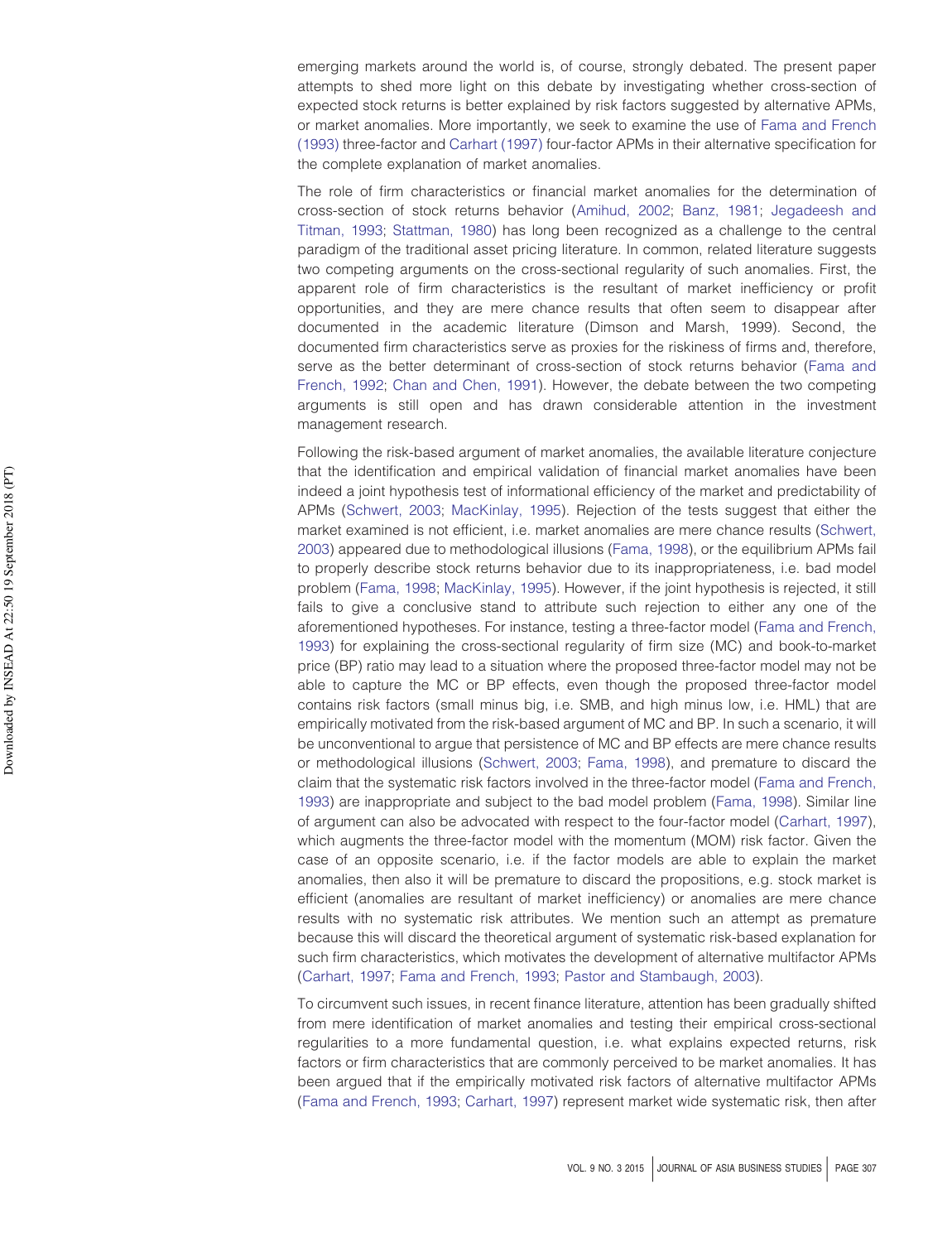emerging markets around the world is, of course, strongly debated. The present paper attempts to shed more light on this debate by investigating whether cross-section of expected stock returns is better explained by risk factors suggested by alternative APMs, or market anomalies. More importantly, we seek to examine the use of Fama and French (1993) three-factor and Carhart (1997) four-factor APMs in their alternative specification for the complete explanation of market anomalies.

The role of firm characteristics or financial market anomalies for the determination of cross-section of stock returns behavior (Amihud, 2002; Banz, 1981; Jegadeesh and Titman, 1993; Stattman, 1980) has long been recognized as a challenge to the central paradigm of the traditional asset pricing literature. In common, related literature suggests two competing arguments on the cross-sectional regularity of such anomalies. First, the apparent role of firm characteristics is the resultant of market inefficiency or profit opportunities, and they are mere chance results that often seem to disappear after documented in the academic literature (Dimson and Marsh, 1999). Second, the documented firm characteristics serve as proxies for the riskiness of firms and, therefore, serve as the better determinant of cross-section of stock returns behavior (Fama and French, 1992; Chan and Chen, 1991). However, the debate between the two competing arguments is still open and has drawn considerable attention in the investment management research.

Following the risk-based argument of market anomalies, the available literature conjecture that the identification and empirical validation of financial market anomalies have been indeed a joint hypothesis test of informational efficiency of the market and predictability of APMs (Schwert, 2003; MacKinlay, 1995). Rejection of the tests suggest that either the market examined is not efficient, i.e. market anomalies are mere chance results (Schwert, 2003) appeared due to methodological illusions (Fama, 1998), or the equilibrium APMs fail to properly describe stock returns behavior due to its inappropriateness, i.e. bad model problem (Fama, 1998; MacKinlay, 1995). However, if the joint hypothesis is rejected, it still fails to give a conclusive stand to attribute such rejection to either any one of the aforementioned hypotheses. For instance, testing a three-factor model (Fama and French, 1993) for explaining the cross-sectional regularity of firm size (MC) and book-to-market price (BP) ratio may lead to a situation where the proposed three-factor model may not be able to capture the MC or BP effects, even though the proposed three-factor model contains risk factors (small minus big, i.e. SMB, and high minus low, i.e. HML) that are empirically motivated from the risk-based argument of MC and BP. In such a scenario, it will be unconventional to argue that persistence of MC and BP effects are mere chance results or methodological illusions (Schwert, 2003; Fama, 1998), and premature to discard the claim that the systematic risk factors involved in the three-factor model (Fama and French, 1993) are inappropriate and subject to the bad model problem (Fama, 1998). Similar line of argument can also be advocated with respect to the four-factor model (Carhart, 1997), which augments the three-factor model with the momentum (MOM) risk factor. Given the case of an opposite scenario, i.e. if the factor models are able to explain the market anomalies, then also it will be premature to discard the propositions, e.g. stock market is efficient (anomalies are resultant of market inefficiency) or anomalies are mere chance results with no systematic risk attributes. We mention such an attempt as premature because this will discard the theoretical argument of systematic risk-based explanation for such firm characteristics, which motivates the development of alternative multifactor APMs (Carhart, 1997; Fama and French, 1993; Pastor and Stambaugh, 2003).

To circumvent such issues, in recent finance literature, attention has been gradually shifted from mere identification of market anomalies and testing their empirical cross-sectional regularities to a more fundamental question, i.e. what explains expected returns, risk factors or firm characteristics that are commonly perceived to be market anomalies. It has been argued that if the empirically motivated risk factors of alternative multifactor APMs (Fama and French, 1993; Carhart, 1997) represent market wide systematic risk, then after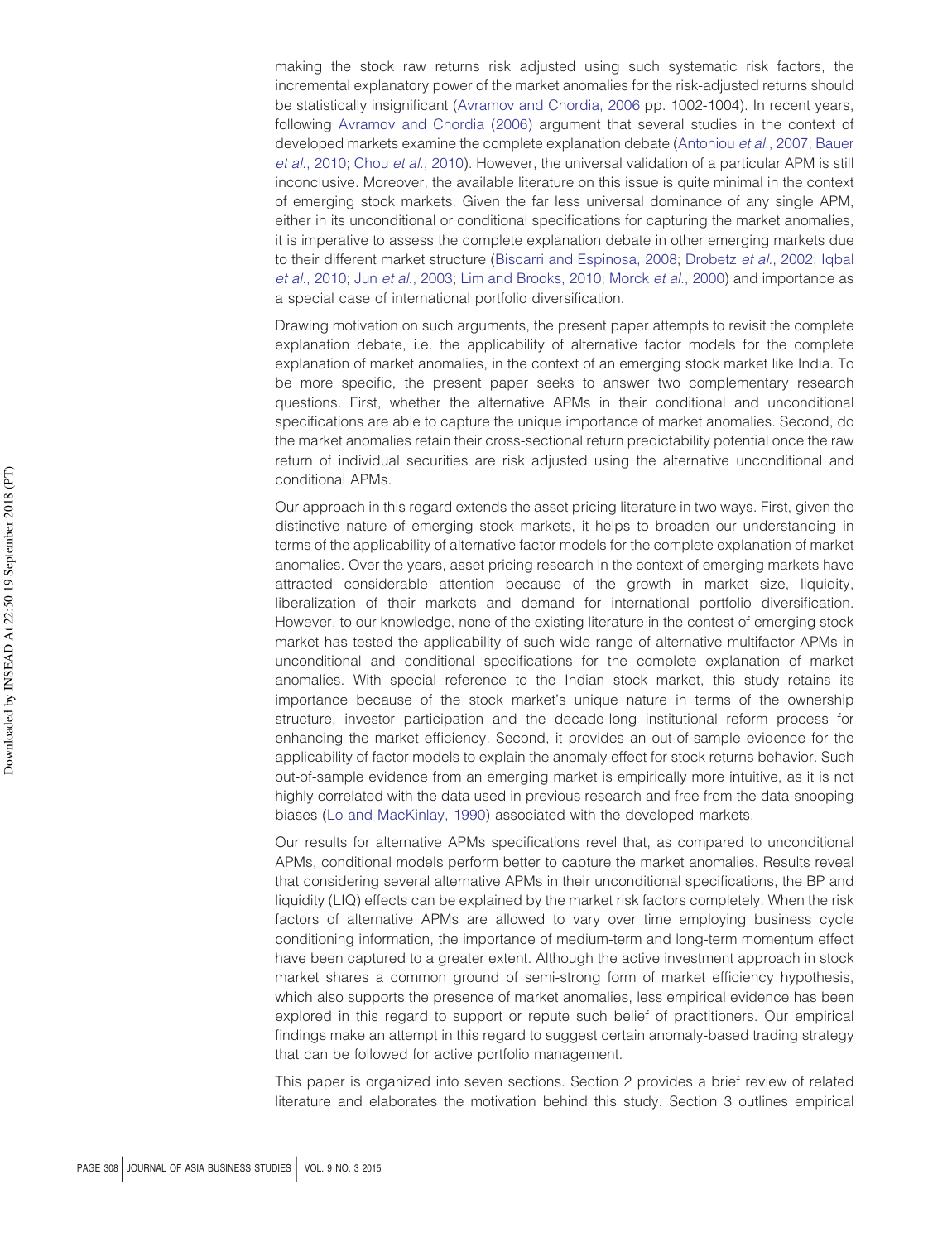making the stock raw returns risk adjusted using such systematic risk factors, the incremental explanatory power of the market anomalies for the risk-adjusted returns should be statistically insignificant (Avramov and Chordia, 2006 pp. 1002-1004). In recent years, following Avramov and Chordia (2006) argument that several studies in the context of developed markets examine the complete explanation debate (Antoniou *et al.*, 2007; Bauer *et al.*, 2010; Chou *et al.*, 2010). However, the universal validation of a particular APM is still inconclusive. Moreover, the available literature on this issue is quite minimal in the context of emerging stock markets. Given the far less universal dominance of any single APM, either in its unconditional or conditional specifications for capturing the market anomalies, it is imperative to assess the complete explanation debate in other emerging markets due to their different market structure (Biscarri and Espinosa, 2008; Drobetz *et al.*, 2002; Iqbal *et al.*, 2010; Jun *et al.*, 2003; Lim and Brooks, 2010; Morck *et al.*, 2000) and importance as a special case of international portfolio diversification.

Drawing motivation on such arguments, the present paper attempts to revisit the complete explanation debate, i.e. the applicability of alternative factor models for the complete explanation of market anomalies, in the context of an emerging stock market like India. To be more specific, the present paper seeks to answer two complementary research questions. First, whether the alternative APMs in their conditional and unconditional specifications are able to capture the unique importance of market anomalies. Second, do the market anomalies retain their cross-sectional return predictability potential once the raw return of individual securities are risk adjusted using the alternative unconditional and conditional APMs.

Our approach in this regard extends the asset pricing literature in two ways. First, given the distinctive nature of emerging stock markets, it helps to broaden our understanding in terms of the applicability of alternative factor models for the complete explanation of market anomalies. Over the years, asset pricing research in the context of emerging markets have attracted considerable attention because of the growth in market size, liquidity, liberalization of their markets and demand for international portfolio diversification. However, to our knowledge, none of the existing literature in the contest of emerging stock market has tested the applicability of such wide range of alternative multifactor APMs in unconditional and conditional specifications for the complete explanation of market anomalies. With special reference to the Indian stock market, this study retains its importance because of the stock market's unique nature in terms of the ownership structure, investor participation and the decade-long institutional reform process for enhancing the market efficiency. Second, it provides an out-of-sample evidence for the applicability of factor models to explain the anomaly effect for stock returns behavior. Such out-of-sample evidence from an emerging market is empirically more intuitive, as it is not highly correlated with the data used in previous research and free from the data-snooping biases (Lo and MacKinlay, 1990) associated with the developed markets.

Our results for alternative APMs specifications revel that, as compared to unconditional APMs, conditional models perform better to capture the market anomalies. Results reveal that considering several alternative APMs in their unconditional specifications, the BP and liquidity (LIQ) effects can be explained by the market risk factors completely. When the risk factors of alternative APMs are allowed to vary over time employing business cycle conditioning information, the importance of medium-term and long-term momentum effect have been captured to a greater extent. Although the active investment approach in stock market shares a common ground of semi-strong form of market efficiency hypothesis, which also supports the presence of market anomalies, less empirical evidence has been explored in this regard to support or repute such belief of practitioners. Our empirical findings make an attempt in this regard to suggest certain anomaly-based trading strategy that can be followed for active portfolio management.

This paper is organized into seven sections. Section 2 provides a brief review of related literature and elaborates the motivation behind this study. Section 3 outlines empirical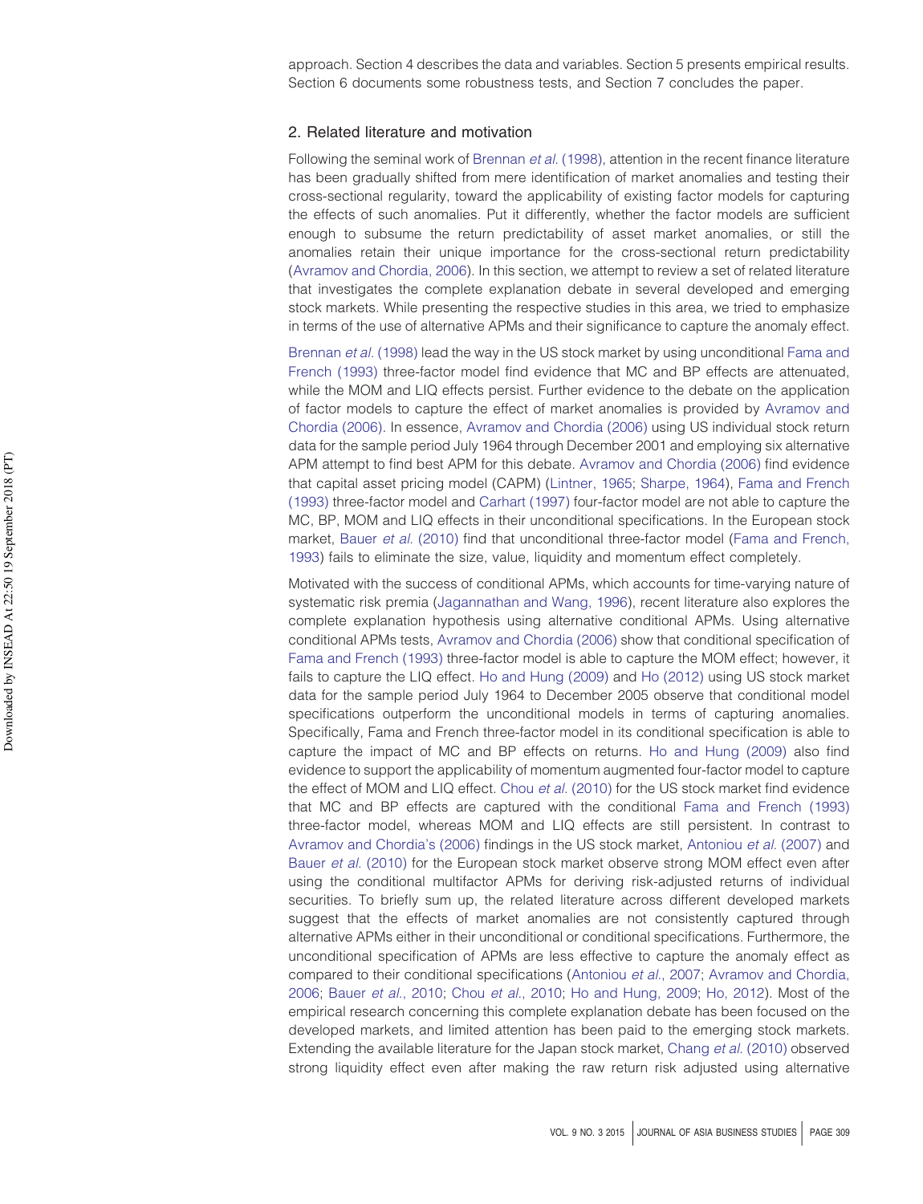approach. Section 4 describes the data and variables. Section 5 presents empirical results. Section 6 documents some robustness tests, and Section 7 concludes the paper.

## 2. Related literature and motivation

Following the seminal work of Brennan *et al.* (1998), attention in the recent finance literature has been gradually shifted from mere identification of market anomalies and testing their cross-sectional regularity, toward the applicability of existing factor models for capturing the effects of such anomalies. Put it differently, whether the factor models are sufficient enough to subsume the return predictability of asset market anomalies, or still the anomalies retain their unique importance for the cross-sectional return predictability (Avramov and Chordia, 2006). In this section, we attempt to review a set of related literature that investigates the complete explanation debate in several developed and emerging stock markets. While presenting the respective studies in this area, we tried to emphasize in terms of the use of alternative APMs and their significance to capture the anomaly effect.

Brennan *et al.* (1998) lead the way in the US stock market by using unconditional Fama and French (1993) three-factor model find evidence that MC and BP effects are attenuated, while the MOM and LIQ effects persist. Further evidence to the debate on the application of factor models to capture the effect of market anomalies is provided by Avramov and Chordia (2006). In essence, Avramov and Chordia (2006) using US individual stock return data for the sample period July 1964 through December 2001 and employing six alternative APM attempt to find best APM for this debate. Avramov and Chordia (2006) find evidence that capital asset pricing model (CAPM) (Lintner, 1965; Sharpe, 1964), Fama and French (1993) three-factor model and Carhart (1997) four-factor model are not able to capture the MC, BP, MOM and LIQ effects in their unconditional specifications. In the European stock market, Bauer *et al.* (2010) find that unconditional three-factor model (Fama and French, 1993) fails to eliminate the size, value, liquidity and momentum effect completely.

Motivated with the success of conditional APMs, which accounts for time-varying nature of systematic risk premia (Jagannathan and Wang, 1996), recent literature also explores the complete explanation hypothesis using alternative conditional APMs. Using alternative conditional APMs tests, Avramov and Chordia (2006) show that conditional specification of Fama and French (1993) three-factor model is able to capture the MOM effect; however, it fails to capture the LIQ effect. Ho and Hung (2009) and Ho (2012) using US stock market data for the sample period July 1964 to December 2005 observe that conditional model specifications outperform the unconditional models in terms of capturing anomalies. Specifically, Fama and French three-factor model in its conditional specification is able to capture the impact of MC and BP effects on returns. Ho and Hung (2009) also find evidence to support the applicability of momentum augmented four-factor model to capture the effect of MOM and LIQ effect. Chou *et al.* (2010) for the US stock market find evidence that MC and BP effects are captured with the conditional Fama and French (1993) three-factor model, whereas MOM and LIQ effects are still persistent. In contrast to Avramov and Chordia's (2006) findings in the US stock market, Antoniou *et al.* (2007) and Bauer *et al.* (2010) for the European stock market observe strong MOM effect even after using the conditional multifactor APMs for deriving risk-adjusted returns of individual securities. To briefly sum up, the related literature across different developed markets suggest that the effects of market anomalies are not consistently captured through alternative APMs either in their unconditional or conditional specifications. Furthermore, the unconditional specification of APMs are less effective to capture the anomaly effect as compared to their conditional specifications (Antoniou *et al.*, 2007; Avramov and Chordia, 2006; Bauer *et al.*, 2010; Chou *et al.*, 2010; Ho and Hung, 2009; Ho, 2012). Most of the empirical research concerning this complete explanation debate has been focused on the developed markets, and limited attention has been paid to the emerging stock markets. Extending the available literature for the Japan stock market, Chang *et al.* (2010) observed strong liquidity effect even after making the raw return risk adjusted using alternative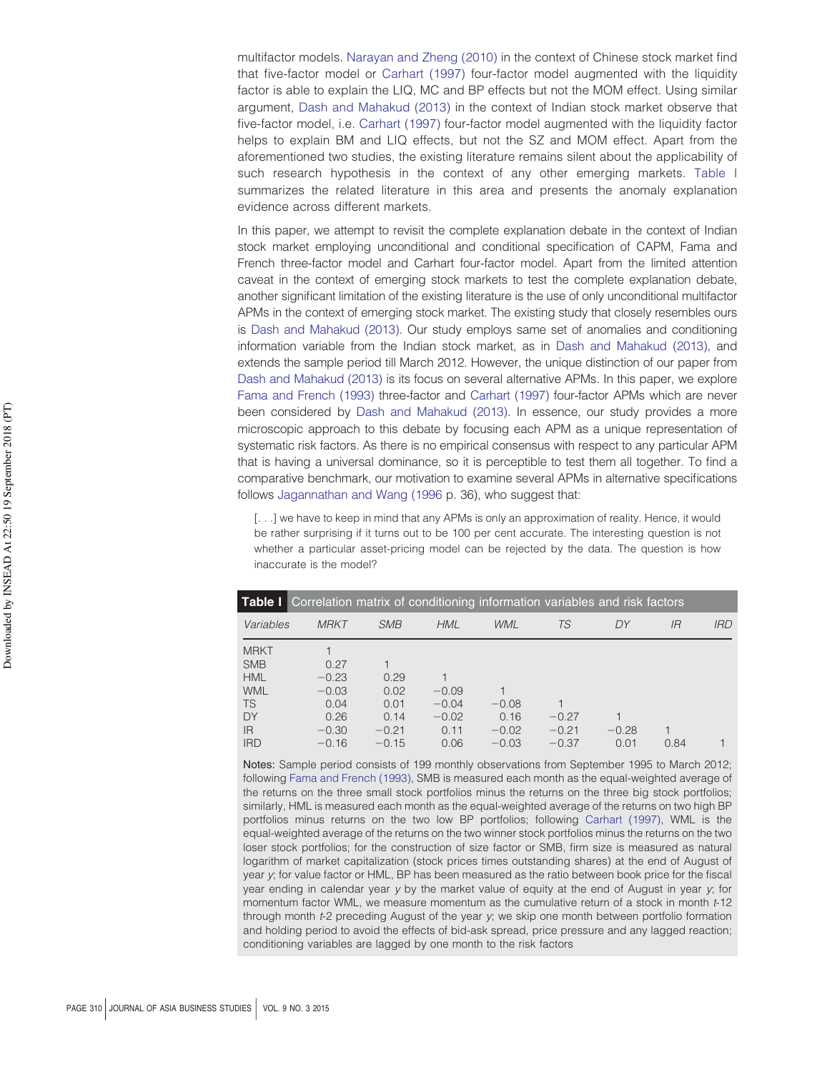multifactor models. Narayan and Zheng (2010) in the context of Chinese stock market find that five-factor model or Carhart (1997) four-factor model augmented with the liquidity factor is able to explain the LIQ, MC and BP effects but not the MOM effect. Using similar argument, Dash and Mahakud (2013) in the context of Indian stock market observe that five-factor model, i.e. Carhart (1997) four-factor model augmented with the liquidity factor helps to explain BM and LIQ effects, but not the SZ and MOM effect. Apart from the aforementioned two studies, the existing literature remains silent about the applicability of such research hypothesis in the context of any other emerging markets. Table I summarizes the related literature in this area and presents the anomaly explanation evidence across different markets.

In this paper, we attempt to revisit the complete explanation debate in the context of Indian stock market employing unconditional and conditional specification of CAPM, Fama and French three-factor model and Carhart four-factor model. Apart from the limited attention caveat in the context of emerging stock markets to test the complete explanation debate, another significant limitation of the existing literature is the use of only unconditional multifactor APMs in the context of emerging stock market. The existing study that closely resembles ours is Dash and Mahakud (2013). Our study employs same set of anomalies and conditioning information variable from the Indian stock market, as in Dash and Mahakud (2013), and extends the sample period till March 2012. However, the unique distinction of our paper from Dash and Mahakud (2013) is its focus on several alternative APMs. In this paper, we explore Fama and French (1993) three-factor and Carhart (1997) four-factor APMs which are never been considered by Dash and Mahakud (2013). In essence, our study provides a more microscopic approach to this debate by focusing each APM as a unique representation of systematic risk factors. As there is no empirical consensus with respect to any particular APM that is having a universal dominance, so it is perceptible to test them all together. To find a comparative benchmark, our motivation to examine several APMs in alternative specifications follows Jagannathan and Wang (1996 p. 36), who suggest that:

> [. . .] we have to keep in mind that any APMs is only an approximation of reality. Hence, it would be rather surprising if it turns out to be 100 per cent accurate. The interesting question is not whether a particular asset-pricing model can be rejected by the data. The question is how inaccurate is the model?

**Table I** Correlation matrix of conditioning information variables and risk factors

| *Variables* | *MRKT* | *SMB* | *HML* | *WML* | *TS* | *DY* | *IR* | *IRD* |
|---|---|---|---|---|---|---|---|---|
| MRKT | 1 | | | | | | | |
| SMB | 0.27 | 1 | | | | | | |
| HML | −0.23 | 0.29 | 1 | | | | | |
| WML | −0.03 | 0.02 | −0.09 | 1 | | | | |
| TS | 0.04 | 0.01 | −0.04 | −0.08 | 1 | | | |
| DY | 0.26 | 0.14 | −0.02 | 0.16 | −0.27 | 1 | | |
| IR | −0.30 | −0.21 | 0.11 | −0.02 | −0.21 | −0.28 | 1 | |
| IRD | −0.16 | −0.15 | 0.06 | −0.03 | −0.37 | 0.01 | 0.84 | 1 |

**Notes:** Sample period consists of 199 monthly observations from September 1995 to March 2012; following Fama and French (1993), SMB is measured each month as the equal-weighted average of the returns on the three small stock portfolios minus the returns on the three big stock portfolios; similarly, HML is measured each month as the equal-weighted average of the returns on two high BP portfolios minus returns on the two low BP portfolios; following Carhart (1997), WML is the equal-weighted average of the returns on the two winner stock portfolios minus the returns on the two loser stock portfolios; for the construction of size factor or SMB, firm size is measured as natural logarithm of market capitalization (stock prices times outstanding shares) at the end of August of year *y*; for value factor or HML, BP has been measured as the ratio between book price for the fiscal year ending in calendar year *y* by the market value of equity at the end of August in year *y*; for momentum factor WML, we measure momentum as the cumulative return of a stock in month *t*-12 through month *t*-2 preceding August of the year *y*; we skip one month between portfolio formation and holding period to avoid the effects of bid-ask spread, price pressure and any lagged reaction; conditioning variables are lagged by one month to the risk factors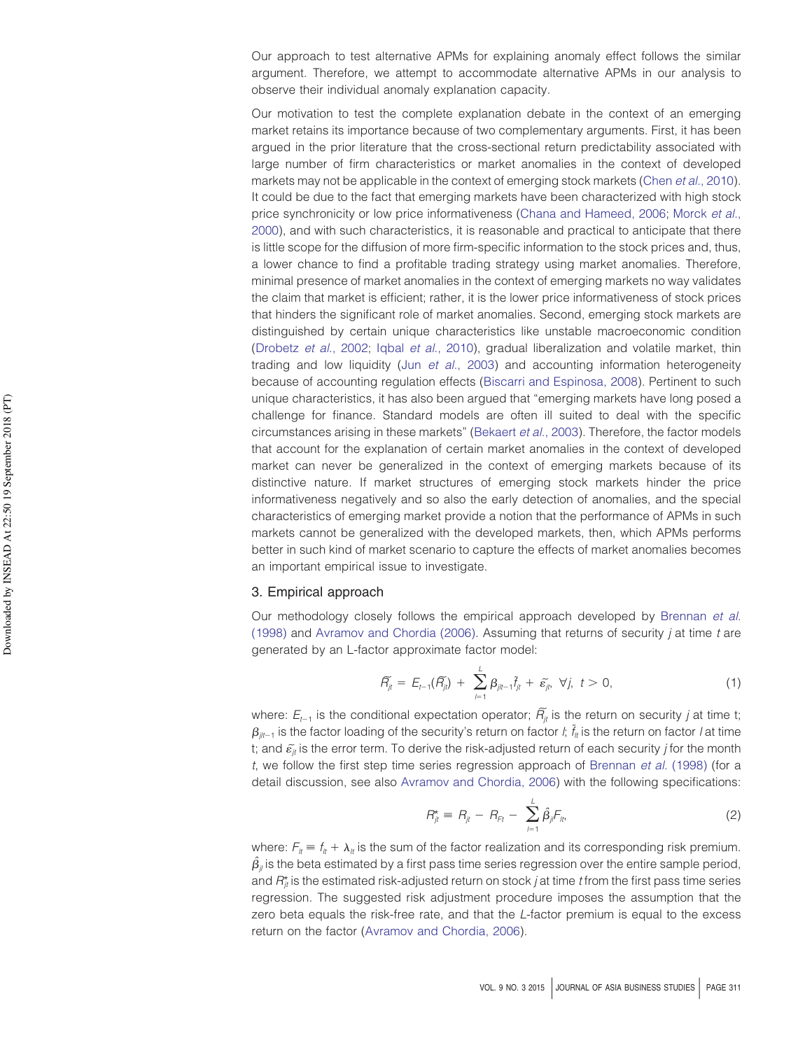Our approach to test alternative APMs for explaining anomaly effect follows the similar argument. Therefore, we attempt to accommodate alternative APMs in our analysis to observe their individual anomaly explanation capacity.

Our motivation to test the complete explanation debate in the context of an emerging market retains its importance because of two complementary arguments. First, it has been argued in the prior literature that the cross-sectional return predictability associated with large number of firm characteristics or market anomalies in the context of developed markets may not be applicable in the context of emerging stock markets (Chen *et al.*, 2010). It could be due to the fact that emerging markets have been characterized with high stock price synchronicity or low price informativeness (Chana and Hameed, 2006; Morck *et al.*, 2000), and with such characteristics, it is reasonable and practical to anticipate that there is little scope for the diffusion of more firm-specific information to the stock prices and, thus, a lower chance to find a profitable trading strategy using market anomalies. Therefore, minimal presence of market anomalies in the context of emerging markets no way validates the claim that market is efficient; rather, it is the lower price informativeness of stock prices that hinders the significant role of market anomalies. Second, emerging stock markets are distinguished by certain unique characteristics like unstable macroeconomic condition (Drobetz *et al.*, 2002; Iqbal *et al.*, 2010), gradual liberalization and volatile market, thin trading and low liquidity (Jun *et al.*, 2003) and accounting information heterogeneity because of accounting regulation effects (Biscarri and Espinosa, 2008). Pertinent to such unique characteristics, it has also been argued that "emerging markets have long posed a challenge for finance. Standard models are often ill suited to deal with the specific circumstances arising in these markets" (Bekaert *et al.*, 2003). Therefore, the factor models that account for the explanation of certain market anomalies in the context of developed market can never be generalized in the context of emerging markets because of its distinctive nature. If market structures of emerging stock markets hinder the price informativeness negatively and so also the early detection of anomalies, and the special characteristics of emerging market provide a notion that the performance of APMs in such markets cannot be generalized with the developed markets, then, which APMs performs better in such kind of market scenario to capture the effects of market anomalies becomes an important empirical issue to investigate.

## 3. Empirical approach

Our methodology closely follows the empirical approach developed by Brennan *et al.* (1998) and Avramov and Chordia (2006). Assuming that returns of security $j$ at time $t$ are generated by an L-factor approximate factor model:

$$\tilde{R}_{jt} = E_{t-1}(\tilde{R}_{jt}) + \sum_{l=1}^{L} \beta_{jlt-1} \tilde{f}_{lt} + \tilde{\varepsilon}_{jt}, \ \forall j, \ t > 0, \tag{1}$$

where: $E_{t-1}$ is the conditional expectation operator; $\tilde{R}_{jt}$ is the return on security $j$ at time t; $\beta_{jlt-1}$ is the factor loading of the security's return on factor $l$; $\tilde{f}_{lt}$ is the return on factor $l$ at time t; and $\tilde{\varepsilon}_{jt}$ is the error term. To derive the risk-adjusted return of each security $j$ for the month $t$, we follow the first step time series regression approach of Brennan *et al.* (1998) (for a detail discussion, see also Avramov and Chordia, 2006) with the following specifications:

$$R^{*}_{jt} \equiv R_{jt} - R_{Ft} - \sum_{l=1}^{L} \hat{\beta}_{jl} F_{lt}, \tag{2}$$

where: $F_{lt} \equiv f_{lt} + \lambda_{lt}$ is the sum of the factor realization and its corresponding risk premium. $\hat{\beta}_{jl}$ is the beta estimated by a first pass time series regression over the entire sample period, and $R^{*}_{jt}$ is the estimated risk-adjusted return on stock $j$ at time $t$ from the first pass time series regression. The suggested risk adjustment procedure imposes the assumption that the zero beta equals the risk-free rate, and that the $L$-factor premium is equal to the excess return on the factor (Avramov and Chordia, 2006).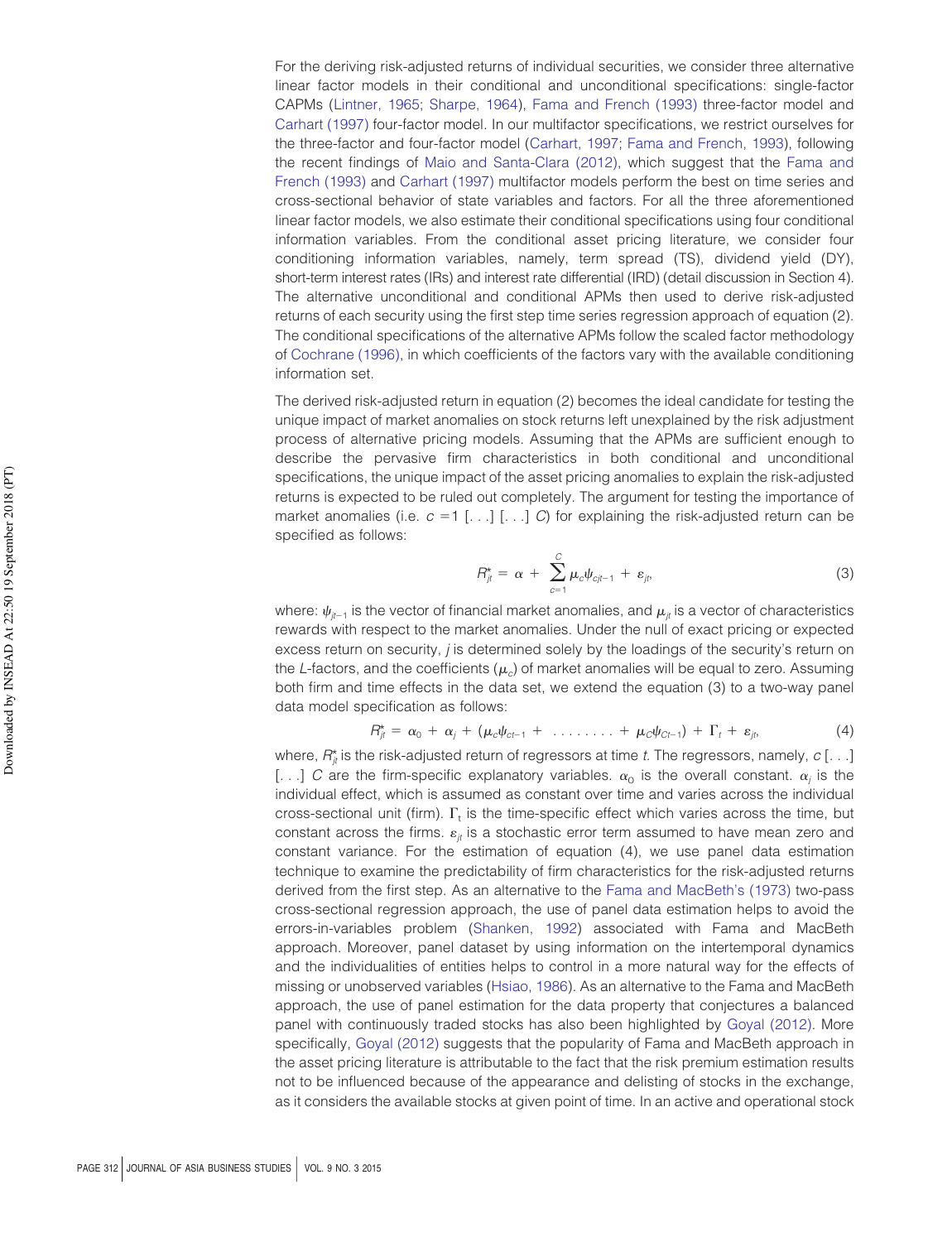For the deriving risk-adjusted returns of individual securities, we consider three alternative linear factor models in their conditional and unconditional specifications: single-factor CAPMs (Lintner, 1965; Sharpe, 1964), Fama and French (1993) three-factor model and Carhart (1997) four-factor model. In our multifactor specifications, we restrict ourselves for the three-factor and four-factor model (Carhart, 1997; Fama and French, 1993), following the recent findings of Maio and Santa-Clara (2012), which suggest that the Fama and French (1993) and Carhart (1997) multifactor models perform the best on time series and cross-sectional behavior of state variables and factors. For all the three aforementioned linear factor models, we also estimate their conditional specifications using four conditional information variables. From the conditional asset pricing literature, we consider four conditioning information variables, namely, term spread (TS), dividend yield (DY), short-term interest rates (IRs) and interest rate differential (IRD) (detail discussion in Section 4). The alternative unconditional and conditional APMs then used to derive risk-adjusted returns of each security using the first step time series regression approach of equation (2). The conditional specifications of the alternative APMs follow the scaled factor methodology of Cochrane (1996), in which coefficients of the factors vary with the available conditioning information set.

The derived risk-adjusted return in equation (2) becomes the ideal candidate for testing the unique impact of market anomalies on stock returns left unexplained by the risk adjustment process of alternative pricing models. Assuming that the APMs are sufficient enough to describe the pervasive firm characteristics in both conditional and unconditional specifications, the unique impact of the asset pricing anomalies to explain the risk-adjusted returns is expected to be ruled out completely. The argument for testing the importance of market anomalies (i.e. $c = 1$ [. . .] [. . .] $C$) for explaining the risk-adjusted return can be specified as follows:

$$R^*_{jt} = \alpha + \sum_{c=1}^{C} \mu_c \psi_{cjt-1} + \varepsilon_{jt}, \tag{3}$$

where: $\psi_{jt-1}$ is the vector of financial market anomalies, and $\mu_{jt}$ is a vector of characteristics rewards with respect to the market anomalies. Under the null of exact pricing or expected excess return on security, $j$ is determined solely by the loadings of the security's return on the $L$-factors, and the coefficients ($\mu_c$) of market anomalies will be equal to zero. Assuming both firm and time effects in the data set, we extend the equation (3) to a two-way panel data model specification as follows:

$$R^*_{jt} = \alpha_0 + \alpha_j + (\mu_c \psi_{ct-1} + \ldots\ldots\ldots + \mu_C \psi_{Ct-1}) + \Gamma_t + \varepsilon_{jt}, \tag{4}$$

where, $R^*_{jt}$ is the risk-adjusted return of regressors at time $t$. The regressors, namely, $c$ [. . .] [. . .] $C$ are the firm-specific explanatory variables. $\alpha_0$ is the overall constant. $\alpha_j$ is the individual effect, which is assumed as constant over time and varies across the individual cross-sectional unit (firm). $\Gamma_t$ is the time-specific effect which varies across the time, but constant across the firms. $\varepsilon_{jt}$ is a stochastic error term assumed to have mean zero and constant variance. For the estimation of equation (4), we use panel data estimation technique to examine the predictability of firm characteristics for the risk-adjusted returns derived from the first step. As an alternative to the Fama and MacBeth's (1973) two-pass cross-sectional regression approach, the use of panel data estimation helps to avoid the errors-in-variables problem (Shanken, 1992) associated with Fama and MacBeth approach. Moreover, panel dataset by using information on the intertemporal dynamics and the individualities of entities helps to control in a more natural way for the effects of missing or unobserved variables (Hsiao, 1986). As an alternative to the Fama and MacBeth approach, the use of panel estimation for the data property that conjectures a balanced panel with continuously traded stocks has also been highlighted by Goyal (2012). More specifically, Goyal (2012) suggests that the popularity of Fama and MacBeth approach in the asset pricing literature is attributable to the fact that the risk premium estimation results not to be influenced because of the appearance and delisting of stocks in the exchange, as it considers the available stocks at given point of time. In an active and operational stock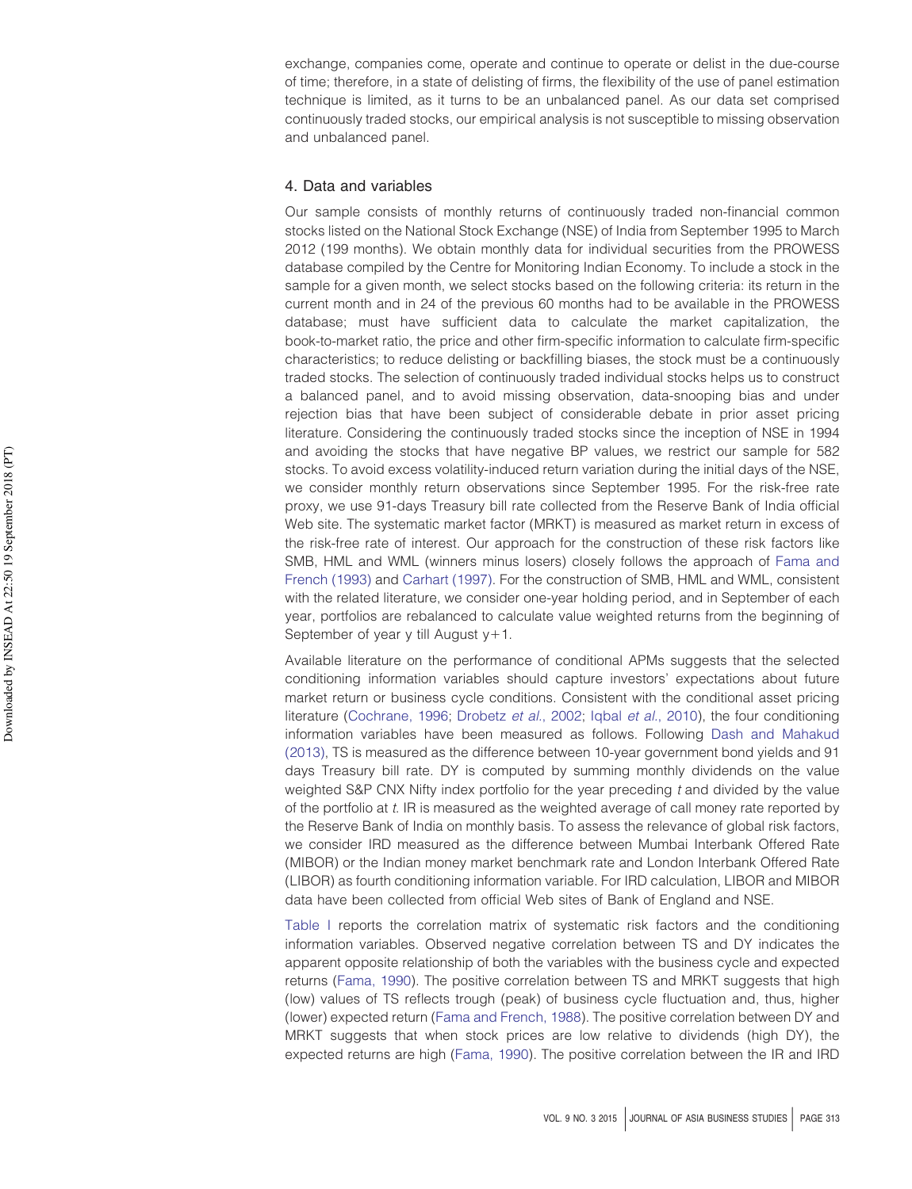exchange, companies come, operate and continue to operate or delist in the due-course of time; therefore, in a state of delisting of firms, the flexibility of the use of panel estimation technique is limited, as it turns to be an unbalanced panel. As our data set comprised continuously traded stocks, our empirical analysis is not susceptible to missing observation and unbalanced panel.

## 4. Data and variables

Our sample consists of monthly returns of continuously traded non-financial common stocks listed on the National Stock Exchange (NSE) of India from September 1995 to March 2012 (199 months). We obtain monthly data for individual securities from the PROWESS database compiled by the Centre for Monitoring Indian Economy. To include a stock in the sample for a given month, we select stocks based on the following criteria: its return in the current month and in 24 of the previous 60 months had to be available in the PROWESS database; must have sufficient data to calculate the market capitalization, the book-to-market ratio, the price and other firm-specific information to calculate firm-specific characteristics; to reduce delisting or backfilling biases, the stock must be a continuously traded stocks. The selection of continuously traded individual stocks helps us to construct a balanced panel, and to avoid missing observation, data-snooping bias and under rejection bias that have been subject of considerable debate in prior asset pricing literature. Considering the continuously traded stocks since the inception of NSE in 1994 and avoiding the stocks that have negative BP values, we restrict our sample for 582 stocks. To avoid excess volatility-induced return variation during the initial days of the NSE, we consider monthly return observations since September 1995. For the risk-free rate proxy, we use 91-days Treasury bill rate collected from the Reserve Bank of India official Web site. The systematic market factor (MRKT) is measured as market return in excess of the risk-free rate of interest. Our approach for the construction of these risk factors like SMB, HML and WML (winners minus losers) closely follows the approach of Fama and French (1993) and Carhart (1997). For the construction of SMB, HML and WML, consistent with the related literature, we consider one-year holding period, and in September of each year, portfolios are rebalanced to calculate value weighted returns from the beginning of September of year y till August y+1.

Available literature on the performance of conditional APMs suggests that the selected conditioning information variables should capture investors' expectations about future market return or business cycle conditions. Consistent with the conditional asset pricing literature (Cochrane, 1996; Drobetz *et al.*, 2002; Iqbal *et al.*, 2010), the four conditioning information variables have been measured as follows. Following Dash and Mahakud (2013), TS is measured as the difference between 10-year government bond yields and 91 days Treasury bill rate. DY is computed by summing monthly dividends on the value weighted S&P CNX Nifty index portfolio for the year preceding *t* and divided by the value of the portfolio at *t*. IR is measured as the weighted average of call money rate reported by the Reserve Bank of India on monthly basis. To assess the relevance of global risk factors, we consider IRD measured as the difference between Mumbai Interbank Offered Rate (MIBOR) or the Indian money market benchmark rate and London Interbank Offered Rate (LIBOR) as fourth conditioning information variable. For IRD calculation, LIBOR and MIBOR data have been collected from official Web sites of Bank of England and NSE.

Table I reports the correlation matrix of systematic risk factors and the conditioning information variables. Observed negative correlation between TS and DY indicates the apparent opposite relationship of both the variables with the business cycle and expected returns (Fama, 1990). The positive correlation between TS and MRKT suggests that high (low) values of TS reflects trough (peak) of business cycle fluctuation and, thus, higher (lower) expected return (Fama and French, 1988). The positive correlation between DY and MRKT suggests that when stock prices are low relative to dividends (high DY), the expected returns are high (Fama, 1990). The positive correlation between the IR and IRD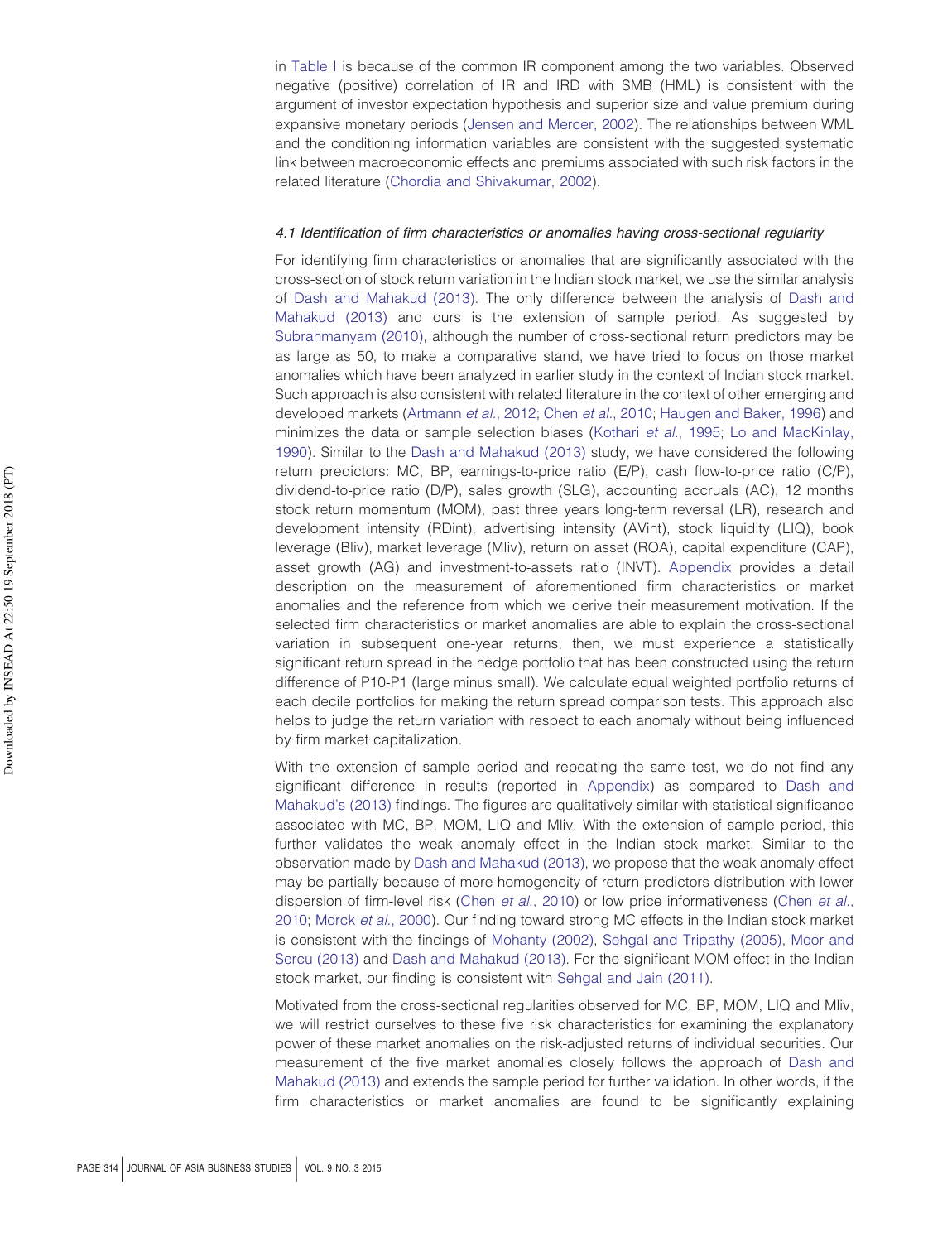in Table I is because of the common IR component among the two variables. Observed negative (positive) correlation of IR and IRD with SMB (HML) is consistent with the argument of investor expectation hypothesis and superior size and value premium during expansive monetary periods (Jensen and Mercer, 2002). The relationships between WML and the conditioning information variables are consistent with the suggested systematic link between macroeconomic effects and premiums associated with such risk factors in the related literature (Chordia and Shivakumar, 2002).

### *4.1 Identification of firm characteristics or anomalies having cross-sectional regularity*

For identifying firm characteristics or anomalies that are significantly associated with the cross-section of stock return variation in the Indian stock market, we use the similar analysis of Dash and Mahakud (2013). The only difference between the analysis of Dash and Mahakud (2013) and ours is the extension of sample period. As suggested by Subrahmanyam (2010), although the number of cross-sectional return predictors may be as large as 50, to make a comparative stand, we have tried to focus on those market anomalies which have been analyzed in earlier study in the context of Indian stock market. Such approach is also consistent with related literature in the context of other emerging and developed markets (Artmann *et al.*, 2012; Chen *et al.*, 2010; Haugen and Baker, 1996) and minimizes the data or sample selection biases (Kothari *et al.*, 1995; Lo and MacKinlay, 1990). Similar to the Dash and Mahakud (2013) study, we have considered the following return predictors: MC, BP, earnings-to-price ratio (E/P), cash flow-to-price ratio (C/P), dividend-to-price ratio (D/P), sales growth (SLG), accounting accruals (AC), 12 months stock return momentum (MOM), past three years long-term reversal (LR), research and development intensity (RDint), advertising intensity (AVint), stock liquidity (LIQ), book leverage (Bliv), market leverage (Mliv), return on asset (ROA), capital expenditure (CAP), asset growth (AG) and investment-to-assets ratio (INVT). Appendix provides a detail description on the measurement of aforementioned firm characteristics or market anomalies and the reference from which we derive their measurement motivation. If the selected firm characteristics or market anomalies are able to explain the cross-sectional variation in subsequent one-year returns, then, we must experience a statistically significant return spread in the hedge portfolio that has been constructed using the return difference of P10-P1 (large minus small). We calculate equal weighted portfolio returns of each decile portfolios for making the return spread comparison tests. This approach also helps to judge the return variation with respect to each anomaly without being influenced by firm market capitalization.

With the extension of sample period and repeating the same test, we do not find any significant difference in results (reported in Appendix) as compared to Dash and Mahakud's (2013) findings. The figures are qualitatively similar with statistical significance associated with MC, BP, MOM, LIQ and Mliv. With the extension of sample period, this further validates the weak anomaly effect in the Indian stock market. Similar to the observation made by Dash and Mahakud (2013), we propose that the weak anomaly effect may be partially because of more homogeneity of return predictors distribution with lower dispersion of firm-level risk (Chen *et al.*, 2010) or low price informativeness (Chen *et al.*, 2010; Morck *et al.*, 2000). Our finding toward strong MC effects in the Indian stock market is consistent with the findings of Mohanty (2002), Sehgal and Tripathy (2005), Moor and Sercu (2013) and Dash and Mahakud (2013). For the significant MOM effect in the Indian stock market, our finding is consistent with Sehgal and Jain (2011).

Motivated from the cross-sectional regularities observed for MC, BP, MOM, LIQ and Mliv, we will restrict ourselves to these five risk characteristics for examining the explanatory power of these market anomalies on the risk-adjusted returns of individual securities. Our measurement of the five market anomalies closely follows the approach of Dash and Mahakud (2013) and extends the sample period for further validation. In other words, if the firm characteristics or market anomalies are found to be significantly explaining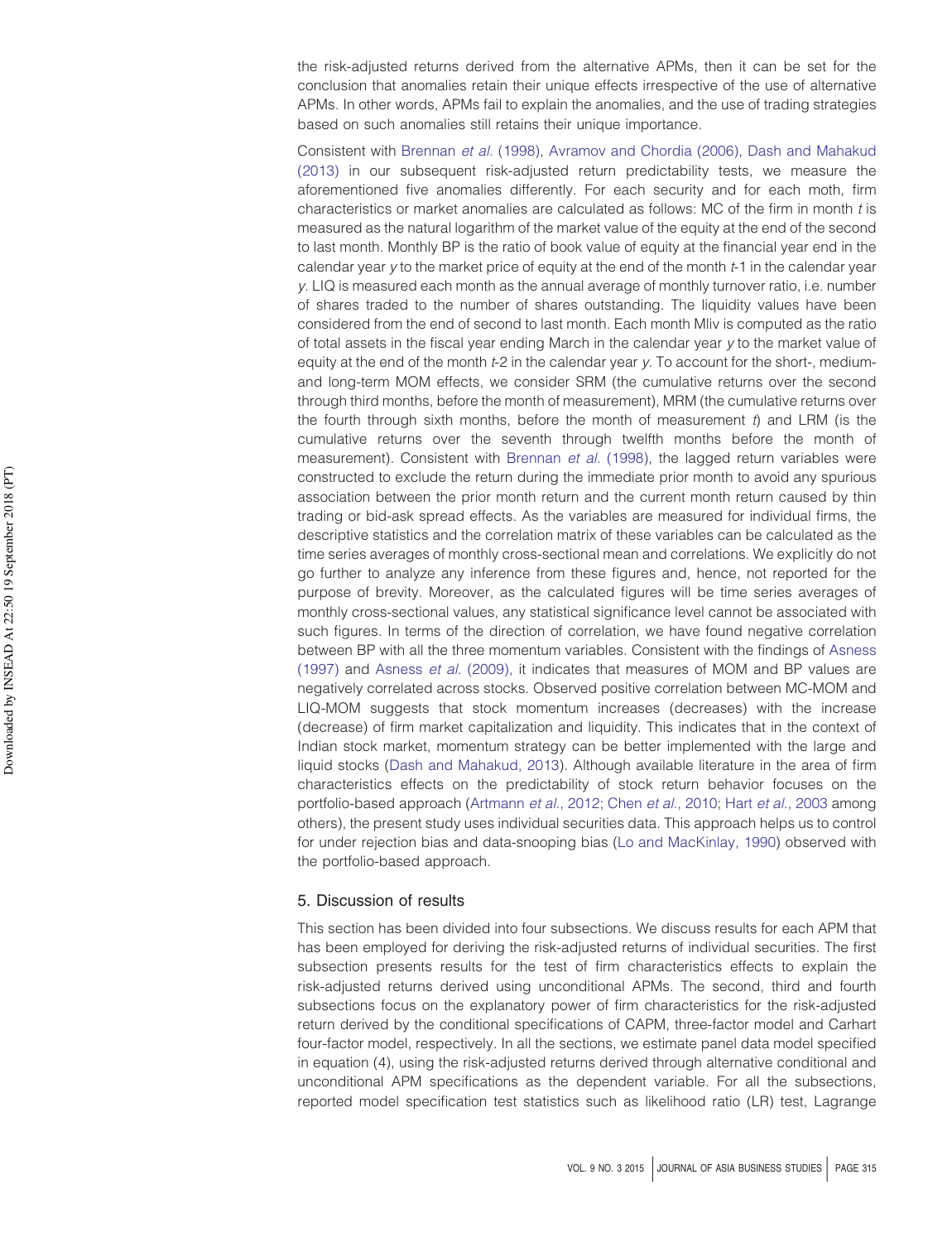the risk-adjusted returns derived from the alternative APMs, then it can be set for the conclusion that anomalies retain their unique effects irrespective of the use of alternative APMs. In other words, APMs fail to explain the anomalies, and the use of trading strategies based on such anomalies still retains their unique importance.

Consistent with Brennan *et al.* (1998), Avramov and Chordia (2006), Dash and Mahakud (2013) in our subsequent risk-adjusted return predictability tests, we measure the aforementioned five anomalies differently. For each security and for each moth, firm characteristics or market anomalies are calculated as follows: MC of the firm in month *t* is measured as the natural logarithm of the market value of the equity at the end of the second to last month. Monthly BP is the ratio of book value of equity at the financial year end in the calendar year *y* to the market price of equity at the end of the month *t*-1 in the calendar year *y*. LIQ is measured each month as the annual average of monthly turnover ratio, i.e. number of shares traded to the number of shares outstanding. The liquidity values have been considered from the end of second to last month. Each month Mliv is computed as the ratio of total assets in the fiscal year ending March in the calendar year *y* to the market value of equity at the end of the month *t*-2 in the calendar year *y*. To account for the short-, medium- and long-term MOM effects, we consider SRM (the cumulative returns over the second through third months, before the month of measurement), MRM (the cumulative returns over the fourth through sixth months, before the month of measurement *t*) and LRM (is the cumulative returns over the seventh through twelfth months before the month of measurement). Consistent with Brennan *et al.* (1998), the lagged return variables were constructed to exclude the return during the immediate prior month to avoid any spurious association between the prior month return and the current month return caused by thin trading or bid-ask spread effects. As the variables are measured for individual firms, the descriptive statistics and the correlation matrix of these variables can be calculated as the time series averages of monthly cross-sectional mean and correlations. We explicitly do not go further to analyze any inference from these figures and, hence, not reported for the purpose of brevity. Moreover, as the calculated figures will be time series averages of monthly cross-sectional values, any statistical significance level cannot be associated with such figures. In terms of the direction of correlation, we have found negative correlation between BP with all the three momentum variables. Consistent with the findings of Asness (1997) and Asness *et al.* (2009), it indicates that measures of MOM and BP values are negatively correlated across stocks. Observed positive correlation between MC-MOM and LIQ-MOM suggests that stock momentum increases (decreases) with the increase (decrease) of firm market capitalization and liquidity. This indicates that in the context of Indian stock market, momentum strategy can be better implemented with the large and liquid stocks (Dash and Mahakud, 2013). Although available literature in the area of firm characteristics effects on the predictability of stock return behavior focuses on the portfolio-based approach (Artmann *et al.*, 2012; Chen *et al.*, 2010; Hart *et al.*, 2003 among others), the present study uses individual securities data. This approach helps us to control for under rejection bias and data-snooping bias (Lo and MacKinlay, 1990) observed with the portfolio-based approach.

## 5. Discussion of results

This section has been divided into four subsections. We discuss results for each APM that has been employed for deriving the risk-adjusted returns of individual securities. The first subsection presents results for the test of firm characteristics effects to explain the risk-adjusted returns derived using unconditional APMs. The second, third and fourth subsections focus on the explanatory power of firm characteristics for the risk-adjusted return derived by the conditional specifications of CAPM, three-factor model and Carhart four-factor model, respectively. In all the sections, we estimate panel data model specified in equation (4), using the risk-adjusted returns derived through alternative conditional and unconditional APM specifications as the dependent variable. For all the subsections, reported model specification test statistics such as likelihood ratio (LR) test, Lagrange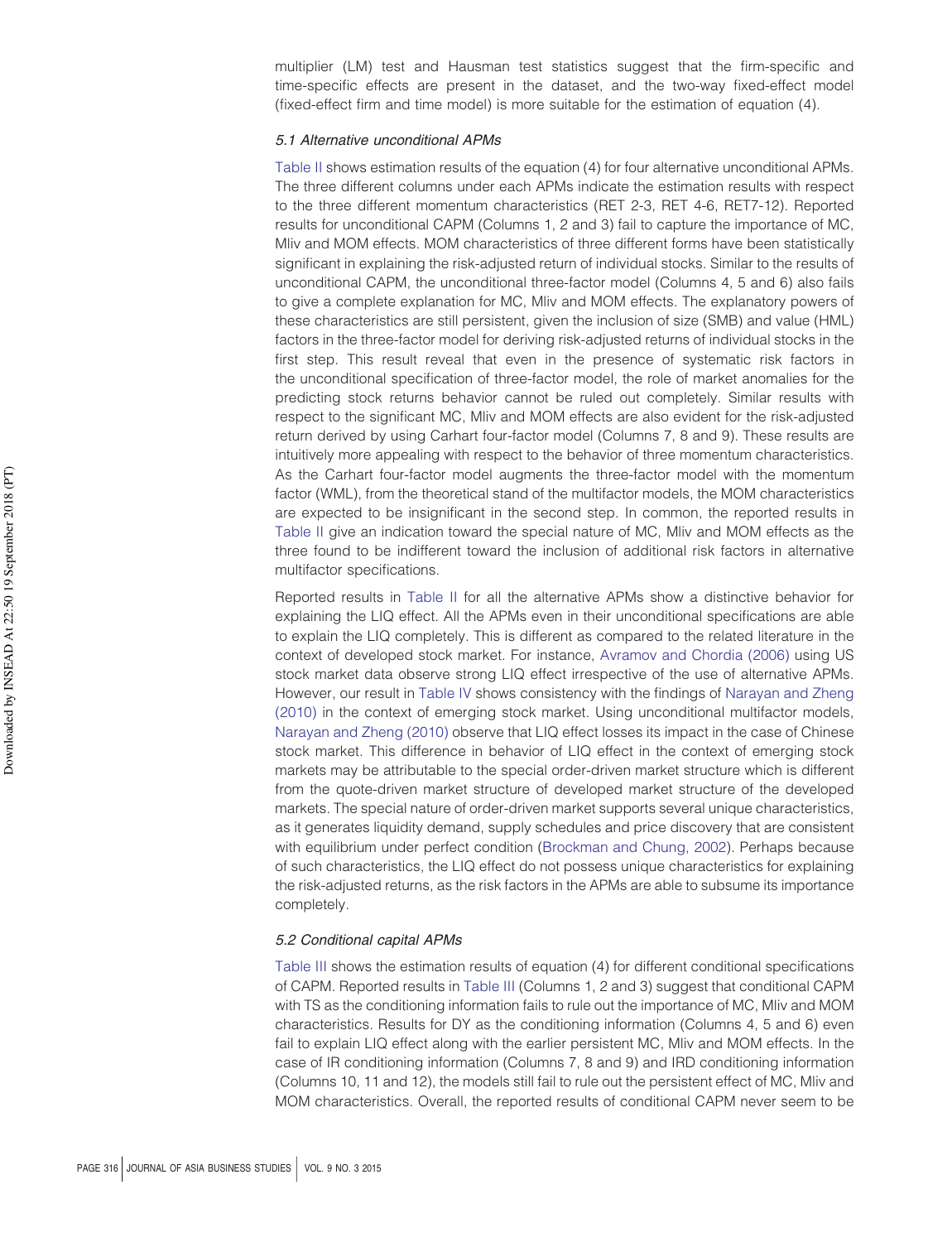multiplier (LM) test and Hausman test statistics suggest that the firm-specific and time-specific effects are present in the dataset, and the two-way fixed-effect model (fixed-effect firm and time model) is more suitable for the estimation of equation (4).

### 5.1 Alternative unconditional APMs

Table II shows estimation results of the equation (4) for four alternative unconditional APMs. The three different columns under each APMs indicate the estimation results with respect to the three different momentum characteristics (RET 2-3, RET 4-6, RET7-12). Reported results for unconditional CAPM (Columns 1, 2 and 3) fail to capture the importance of MC, MIiv and MOM effects. MOM characteristics of three different forms have been statistically significant in explaining the risk-adjusted return of individual stocks. Similar to the results of unconditional CAPM, the unconditional three-factor model (Columns 4, 5 and 6) also fails to give a complete explanation for MC, MIiv and MOM effects. The explanatory powers of these characteristics are still persistent, given the inclusion of size (SMB) and value (HML) factors in the three-factor model for deriving risk-adjusted returns of individual stocks in the first step. This result reveal that even in the presence of systematic risk factors in the unconditional specification of three-factor model, the role of market anomalies for the predicting stock returns behavior cannot be ruled out completely. Similar results with respect to the significant MC, MIiv and MOM effects are also evident for the risk-adjusted return derived by using Carhart four-factor model (Columns 7, 8 and 9). These results are intuitively more appealing with respect to the behavior of three momentum characteristics. As the Carhart four-factor model augments the three-factor model with the momentum factor (WML), from the theoretical stand of the multifactor models, the MOM characteristics are expected to be insignificant in the second step. In common, the reported results in Table II give an indication toward the special nature of MC, MIiv and MOM effects as the three found to be indifferent toward the inclusion of additional risk factors in alternative multifactor specifications.

Reported results in Table II for all the alternative APMs show a distinctive behavior for explaining the LIQ effect. All the APMs even in their unconditional specifications are able to explain the LIQ completely. This is different as compared to the related literature in the context of developed stock market. For instance, Avramov and Chordia (2006) using US stock market data observe strong LIQ effect irrespective of the use of alternative APMs. However, our result in Table IV shows consistency with the findings of Narayan and Zheng (2010) in the context of emerging stock market. Using unconditional multifactor models, Narayan and Zheng (2010) observe that LIQ effect losses its impact in the case of Chinese stock market. This difference in behavior of LIQ effect in the context of emerging stock markets may be attributable to the special order-driven market structure which is different from the quote-driven market structure of developed market structure of the developed markets. The special nature of order-driven market supports several unique characteristics, as it generates liquidity demand, supply schedules and price discovery that are consistent with equilibrium under perfect condition (Brockman and Chung, 2002). Perhaps because of such characteristics, the LIQ effect do not possess unique characteristics for explaining the risk-adjusted returns, as the risk factors in the APMs are able to subsume its importance completely.

### 5.2 Conditional capital APMs

Table III shows the estimation results of equation (4) for different conditional specifications of CAPM. Reported results in Table III (Columns 1, 2 and 3) suggest that conditional CAPM with TS as the conditioning information fails to rule out the importance of MC, MIiv and MOM characteristics. Results for DY as the conditioning information (Columns 4, 5 and 6) even fail to explain LIQ effect along with the earlier persistent MC, MIiv and MOM effects. In the case of IR conditioning information (Columns 7, 8 and 9) and IRD conditioning information (Columns 10, 11 and 12), the models still fail to rule out the persistent effect of MC, MIiv and MOM characteristics. Overall, the reported results of conditional CAPM never seem to be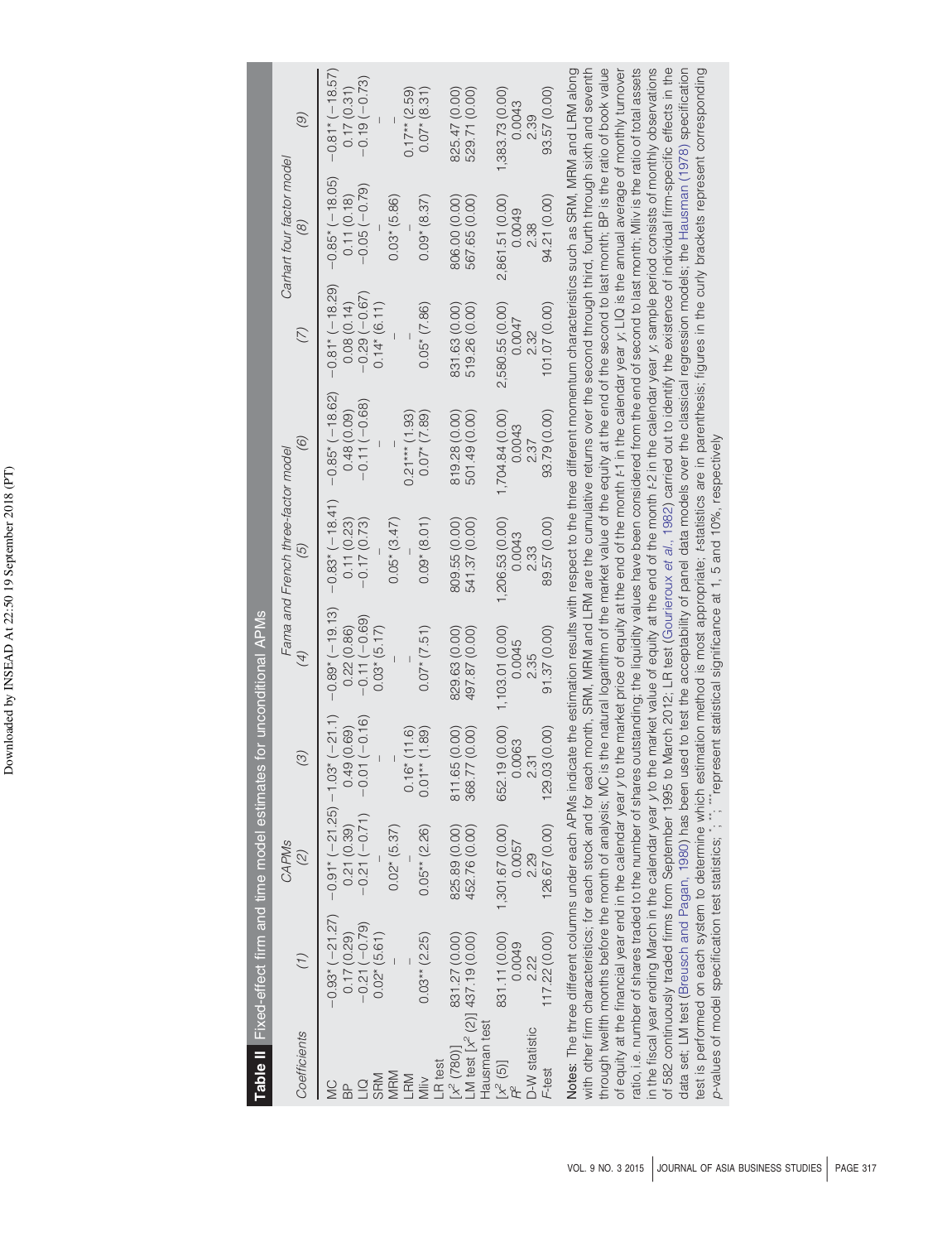**Table II** Fixed-effect firm and time model estimates for unconditional APMs

| Coefficients | CAPMs | | | Fama and French three-factor model | | | Carhart four factor model | | |
|---|---|---|---|---|---|---|---|---|---|
| | (1) | (2) | (3) | (4) | (5) | (6) | (7) | (8) | (9) |
| MC | −0.93* (−21.27) | −0.91* (−21.25) | −1.03* (−21.1) | −0.89* (−19.13) | −0.83* (−18.41) | −0.85* (−18.62) | −0.81* (−18.29) | −0.85* (−18.05) | −0.81* (−18.57) |
| BP | 0.17 (0.29) | 0.21 (0.39) | 0.49 (0.69) | 0.22 (0.86) | 0.11 (0.23) | 0.48 (0.09) | 0.08 (0.14) | 0.11 (0.18) | 0.17 (0.31) |
| LIQ | −0.21 (−0.79) | −0.21 (−0.71) | −0.01 (−0.16) | −0.11 (−0.69) | −0.17 (0.73) | −0.11 (−0.68) | −0.29 (−0.67) | −0.05 (−0.79) | −0.19 (−0.73) |
| SRM | 0.02* (5.61) | – | – | 0.03* (5.17) | – | – | 0.14* (6.11) | – | – |
| MRM | – | 0.02* (5.37) | – | – | 0.05* (3.47) | – | – | 0.03* (5.86) | – |
| LRM | – | – | 0.16* (11.6) | – | – | 0.21*** (1.93) | – | – | 0.17** (2.59) |
| Mliv | 0.03** (2.25) | 0.05** (2.26) | 0.01** (1.89) | 0.07* (7.51) | 0.09* (8.01) | 0.07* (7.89) | 0.05* (7.86) | 0.09* (8.37) | 0.07* (8.31) |
| LR test [$\chi^2$ (780)] | 831.27 (0.00) | 825.89 (0.00) | 811.65 (0.00) | 829.63 (0.00) | 809.55 (0.00) | 819.28 (0.00) | 831.63 (0.00) | 806.00 (0.00) | 825.47 (0.00) |
| LM test [$\chi^2$ (2)] | 437.19 (0.00) | 452.76 (0.00) | 368.77 (0.00) | 497.87 (0.00) | 541.37 (0.00) | 501.49 (0.00) | 519.26 (0.00) | 567.65 (0.00) | 529.71 (0.00) |
| Hausman test [$\chi^2$ (5)] | 831.11 (0.00) | 1,301.67 (0.00) | 652.19 (0.00) | 1,103.01 (0.00) | 1,206.53 (0.00) | 1,704.84 (0.00) | 2,580.55 (0.00) | 2,861.51 (0.00) | 1,383.73 (0.00) |
| $R^2$ | 0.0049 | 0.0057 | 0.0063 | 0.0045 | 0.0043 | 0.0043 | 0.0047 | 0.0049 | 0.0043 |
| D-W statistic | 2.22 | 2.29 | 2.31 | 2.35 | 2.33 | 2.37 | 2.32 | 2.38 | 2.39 |
| F-test | 117.22 (0.00) | 126.67 (0.00) | 129.03 (0.00) | 91.37 (0.00) | 89.57 (0.00) | 93.79 (0.00) | 101.07 (0.00) | 94.21 (0.00) | 93.57 (0.00) |

**Notes:** The three different columns under each APMs indicate the estimation results with respect to the three different momentum characteristics such as SRM, MRM and LRM along with other firm characteristics; for each stock and for each month, SRM, MRM and LRM are the cumulative returns over the second through third, fourth through sixth and seventh through twelfth months before the month of analysis; MC is the natural logarithm of the market value of the equity at the end of the second to last month; BP is the ratio of book value of equity at the financial year end in the calendar year *y* to the market price of equity at the end of the month *t*-1 in the calendar year *y*; LIQ is the annual average of monthly turnover ratio, i.e. number of shares traded to the number of shares outstanding; the liquidity values have been considered from the end of second to last month; Mliv is the ratio of total assets in the fiscal year ending March in the calendar year *y* to the market value of equity at the end of the month *t*-2 in the calendar year *y*; sample period consists of monthly observations of 582 continuously traded firms from September 1995 to March 2012; LR test (Gourieroux *et al.*, 1982) carried out to identify the existence of individual firm-specific effects in the data set; LM test (Breusch and Pagan, 1980) has been used to test the acceptability of panel data models over the classical regression models; the Hausman (1978) specification test is performed on each system to determine which estimation method is most appropriate; *t*-statistics are in parenthesis; figures in the curly brackets represent corresponding *p*-values of model specification test statistics; *, **, *** represent statistical significance at 1, 5 and 10%, respectively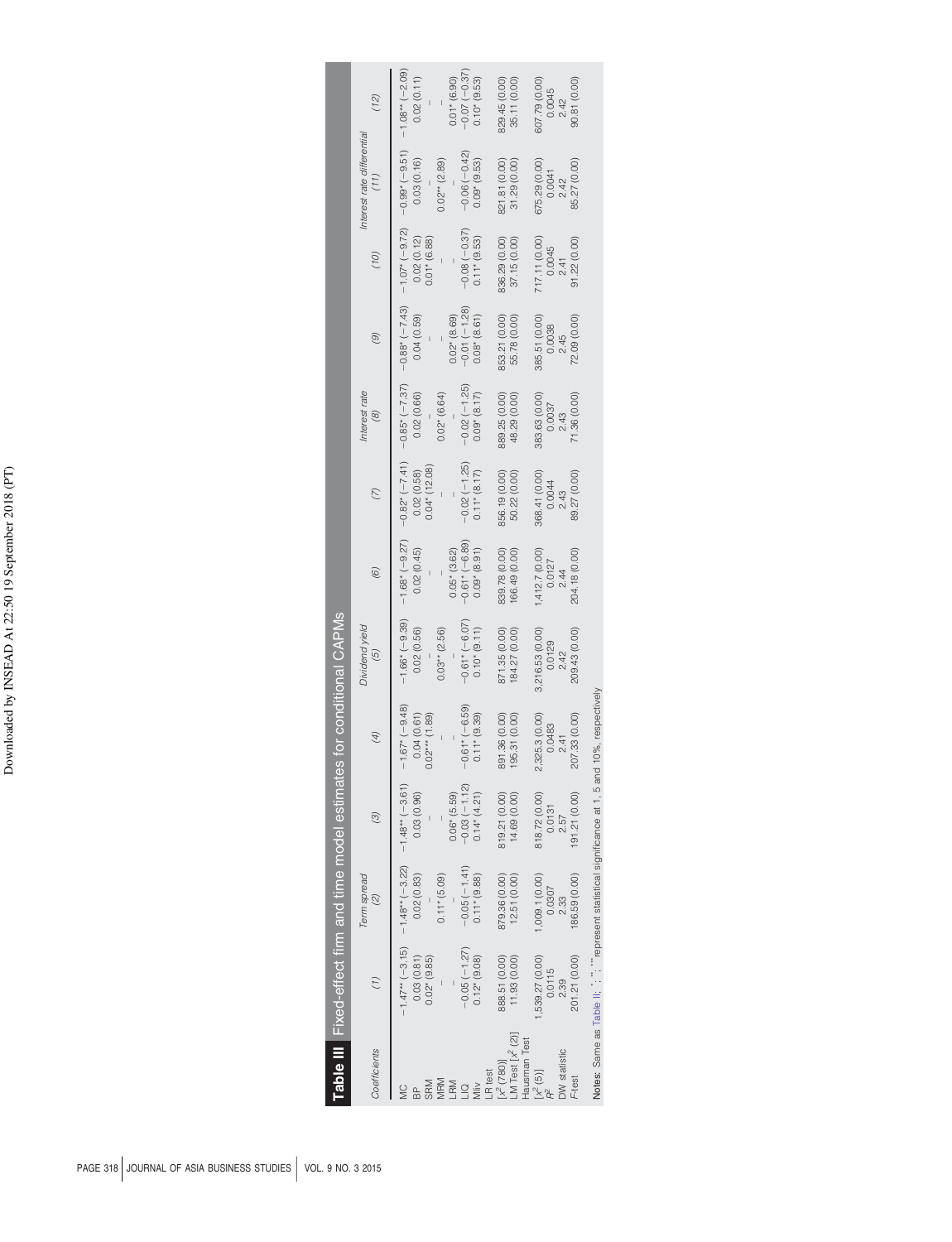**Table III** Fixed-effect firm and time model estimates for conditional CAPMs

| Coefficients | (1) | Term spread (2) | (3) | (4) | Dividend yeld (5) | (6) | (7) | Interest rate (8) | (9) | (10) | Interest rate differential (11) | (12) |
|---|---|---|---|---|---|---|---|---|---|---|---|---|
| MC | −1.47** (−3.15) | −1.48** (−3.22) | −1.48** (−3.61) | −1.67* (−9.48) | −1.66* (−9.39) | −1.68* (−9.27) | −0.82* (−7.41) | −0.85* (−7.37) | −0.88* (−7.43) | −1.07* (−9.72) | −0.99* (−9.51) | −1.08** (−2.09) |
| BP | 0.03 (0.81) | 0.02 (0.83) | 0.03 (0.96) | 0.04 (0.61) | 0.02 (0.56) | 0.02 (0.45) | 0.02 (0.58) | 0.02 (0.66) | 0.04 (0.59) | 0.02 (0.12) | 0.03 (0.16) | 0.02 (0.11) |
| SRM | 0.02* (9.85) | – | – | 0.02*** (1.89) | – | – | 0.04* (12.08) | – | – | 0.01* (6.88) | – | – |
| MRM | – | 0.11* (5.09) | – | – | 0.03** (2.56) | – | – | 0.02* (6.64) | – | – | 0.02** (2.89) | – |
| LRM | – | – | 0.06* (5.59) | – | – | 0.05* (3.62) | – | – | 0.02* (8.69) | – | – | 0.01* (6.90) |
| LIQ | −0.05 (−1.27) | −0.05 (−1.41) | −0.03 (−1.12) | −0.61* (−6.59) | −0.61* (−6.07) | −0.61* (−6.89) | −0.02 (−1.25) | −0.02 (−1.25) | −0.01 (−1.28) | −0.08 (−0.37) | −0.06 (−0.42) | −0.07 (−0.37) |
| Mliv | 0.12* (9.08) | 0.11* (9.88) | 0.14* (4.21) | 0.11* (9.39) | 0.10* (9.11) | 0.09* (8.91) | 0.11* (8.17) | 0.09* (8.17) | 0.08* (8.61) | 0.11* (9.53) | 0.09* (9.53) | 0.10* (9.53) |
| LR test [$\chi^2$ (780)] | 888.51 (0.00) | 879.36 (0.00) | 819.21 (0.00) | 891.36 (0.00) | 871.35 (0.00) | 839.78 (0.00) | 856.19 (0.00) | 889.25 (0.00) | 853.21 (0.00) | 836.29 (0.00) | 821.81 (0.00) | 829.45 (0.00) |
| LM Test [$\chi^2$ (2)] | 11.93 (0.00) | 12.51 (0.00) | 14.69 (0.00) | 195.31 (0.00) | 184.27 (0.00) | 166.49 (0.00) | 50.22 (0.00) | 48.29 (0.00) | 55.78 (0.00) | 37.15 (0.00) | 31.29 (0.00) | 35.11 (0.00) |
| Hausman Test [$\chi^2$ (5)] | 1,539.27 (0.00) | 1,009.1 (0.00) | 818.72 (0.00) | 2,325.3 (0.00) | 3,216.53 (0.00) | 1,412.7 (0.00) | 368.41 (0.00) | 383.63 (0.00) | 385.51 (0.00) | 717.11 (0.00) | 675.29 (0.00) | 607.79 (0.00) |
| $R^2$ | 0.0115 | 0.0307 | 0.0131 | 0.0483 | 0.0129 | 0.0127 | 0.0044 | 0.0037 | 0.0038 | 0.0045 | 0.0041 | 0.0045 |
| DW statistic | 2.39 | 2.33 | 2.57 | 2.41 | 2.42 | 2.44 | 2.43 | 2.43 | 2.45 | 2.41 | 2.42 | 2.42 |
| F-test | 201.21 (0.00) | 186.59 (0.00) | 191.21 (0.00) | 207.33 (0.00) | 209.43 (0.00) | 204.18 (0.00) | 89.27 (0.00) | 71.36 (0.00) | 72.09 (0.00) | 91.22 (0.00) | 85.27 (0.00) | 90.81 (0.00) |

**Notes:** Same as Table II; *, **, *** represent statistical significance at 1, 5 and 10%, respectively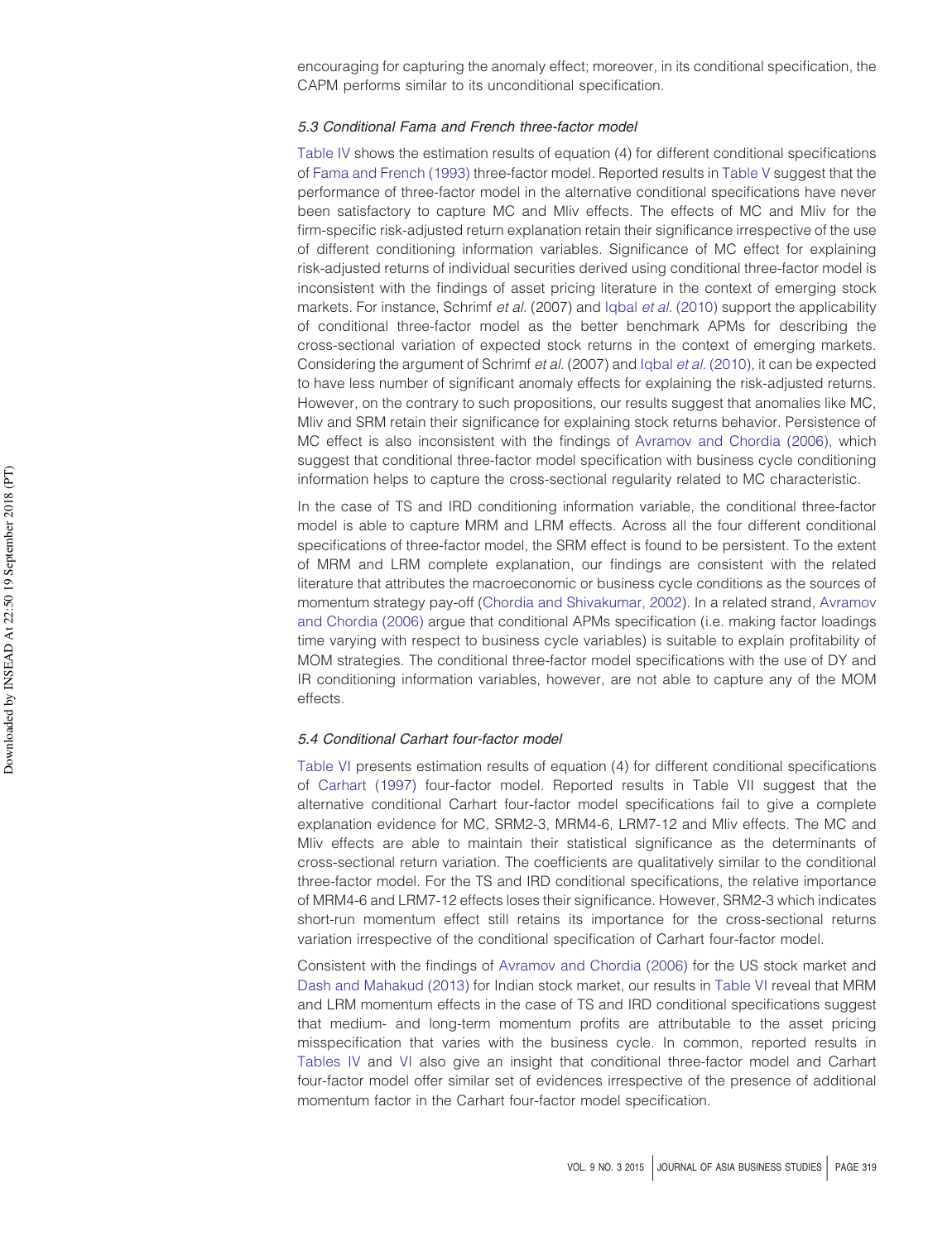encouraging for capturing the anomaly effect; moreover, in its conditional specification, the CAPM performs similar to its unconditional specification.

### 5.3 Conditional Fama and French three-factor model

Table IV shows the estimation results of equation (4) for different conditional specifications of Fama and French (1993) three-factor model. Reported results in Table V suggest that the performance of three-factor model in the alternative conditional specifications have never been satisfactory to capture MC and Mliv effects. The effects of MC and Mliv for the firm-specific risk-adjusted return explanation retain their significance irrespective of the use of different conditioning information variables. Significance of MC effect for explaining risk-adjusted returns of individual securities derived using conditional three-factor model is inconsistent with the findings of asset pricing literature in the context of emerging stock markets. For instance, Schrimf *et al.* (2007) and Iqbal *et al.* (2010) support the applicability of conditional three-factor model as the better benchmark APMs for describing the cross-sectional variation of expected stock returns in the context of emerging markets. Considering the argument of Schrimf *et al.* (2007) and Iqbal *et al.* (2010), it can be expected to have less number of significant anomaly effects for explaining the risk-adjusted returns. However, on the contrary to such propositions, our results suggest that anomalies like MC, Mliv and SRM retain their significance for explaining stock returns behavior. Persistence of MC effect is also inconsistent with the findings of Avramov and Chordia (2006), which suggest that conditional three-factor model specification with business cycle conditioning information helps to capture the cross-sectional regularity related to MC characteristic.

In the case of TS and IRD conditioning information variable, the conditional three-factor model is able to capture MRM and LRM effects. Across all the four different conditional specifications of three-factor model, the SRM effect is found to be persistent. To the extent of MRM and LRM complete explanation, our findings are consistent with the related literature that attributes the macroeconomic or business cycle conditions as the sources of momentum strategy pay-off (Chordia and Shivakumar, 2002). In a related strand, Avramov and Chordia (2006) argue that conditional APMs specification (i.e. making factor loadings time varying with respect to business cycle variables) is suitable to explain profitability of MOM strategies. The conditional three-factor model specifications with the use of DY and IR conditioning information variables, however, are not able to capture any of the MOM effects.

### 5.4 Conditional Carhart four-factor model

Table VI presents estimation results of equation (4) for different conditional specifications of Carhart (1997) four-factor model. Reported results in Table VII suggest that the alternative conditional Carhart four-factor model specifications fail to give a complete explanation evidence for MC, SRM2-3, MRM4-6, LRM7-12 and Mliv effects. The MC and Mliv effects are able to maintain their statistical significance as the determinants of cross-sectional return variation. The coefficients are qualitatively similar to the conditional three-factor model. For the TS and IRD conditional specifications, the relative importance of MRM4-6 and LRM7-12 effects loses their significance. However, SRM2-3 which indicates short-run momentum effect still retains its importance for the cross-sectional returns variation irrespective of the conditional specification of Carhart four-factor model.

Consistent with the findings of Avramov and Chordia (2006) for the US stock market and Dash and Mahakud (2013) for Indian stock market, our results in Table VI reveal that MRM and LRM momentum effects in the case of TS and IRD conditional specifications suggest that medium- and long-term momentum profits are attributable to the asset pricing misspecification that varies with the business cycle. In common, reported results in Tables IV and VI also give an insight that conditional three-factor model and Carhart four-factor model offer similar set of evidences irrespective of the presence of additional momentum factor in the Carhart four-factor model specification.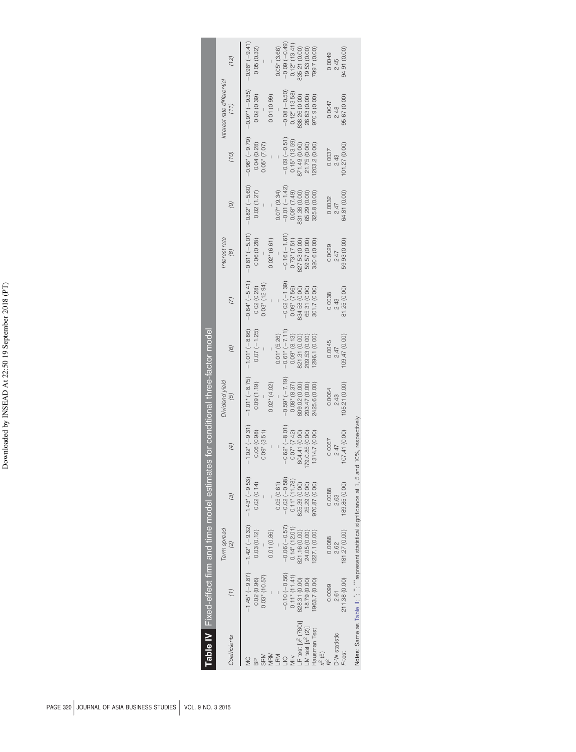**Table IV** Fixed-effect firm and time model estimates for conditional three-factor model

| Coefficients | (1) | Term spread (2) | (3) | (4) | Dividend yield (5) | (6) | (7) | Interest rate (8) | (9) | (10) | Interest rate differential (11) | (12) |
|---|---|---|---|---|---|---|---|---|---|---|---|---|
| MC | −1.45* (−9.87) | −1.42* (−9.32) | −1.43* (−9.53) | −1.02* (−9.31) | −1.01* (−8.75) | −1.01* (−8.86) | −0.84* (−5.41) | −0.81* (−5.01) | −0.82* (−5.60) | −0.96* (−9.79) | −0.97* (−9.35) | −0.98* (−9.41) |
| BP | 0.02 (0.96) | 0.03 (0.12) | 0.02 (0.14) | 0.06 (0.98) | 0.09 (1.19) | 0.07 (−1.25) | 0.02 (0.28) | 0.06 (0.28) | 0.02 (1.27) | 0.04 (0.28) | 0.02 (0.39) | 0.05 (0.32) |
| SRM | 0.03* (10.57) | – | – | 0.09* (3.51) | – | – | 0.03* (12.94) | – | – | 0.05* (7.07) | – | – |
| MRM | – | 0.01 (0.86) | – | – | 0.02* (4.02) | – | – | 0.02* (6.61) | – | – | 0.01 (0.99) | – |
| LRM | – | – | 0.05 (0.61) | – | – | 0.01* (5.26) | – | – | 0.07* (9.34) | – | – | 0.05* (3.66) |
| LIQ | −0.10 (−0.56) | −0.06 (−0.57) | −0.02 (−0.58) | −0.62* (−8.01) | −0.59* (−7.19) | −0.61* (−7.11) | −0.02 (−1.39) | −0.16 (−1.61) | −0.01 (−1.42) | −0.09 (−0.51) | −0.08 (−0.50) | −0.09 (−0.49) |
| Mliv | 0.11* (11.41) | 0.14* (12.01) | 0.11* (11.78) | 0.07* (7.42) | 0.08* (8.37) | 0.09* (8.13) | 0.09* (7.56) | 0.73* (7.51) | 0.08* (7.49) | 0.15* (13.59) | 0.12* (13.58) | 0.12* (13.41) |
| LR test [$\chi^2$ (780)] | 828.31 (0.00) | 821.16 (0.00) | 825.39 (0.00) | 804.41 (0.00) | 809.02 (0.00) | 821.31 (0.00) | 834.58 (0.00) | 827.53 (0.00) | 831.38 (0.00) | 871.49 (0.00) | 838.26 (0.00) | 835.21 (0.00) |
| LM test [$\chi^2$ (2)] | 18.79 (0.00) | 24.05 (0.00) | 25.29 (0.00) | 179.85 (0.00) | 203.47 (0.00) | 209.53 (0.00) | 65.31 (0.00) | 59.57 (0.00) | 65.29 (0.00) | 21.75 (0.00) | 26.83 (0.00) | 19.53 (0.00) |
| Hausman Test $\chi^2$ (5) | 1963.7 (0.00) | 1227.1 (0.00) | 970.87 (0.00) | 1314.7 (0.00) | 2425.6 (0.00) | 1296.1 (0.00) | 301.7 (0.00) | 320.6 (0.00) | 325.8 (0.00) | 1203.2 (0.00) | 970.9 (0.00) | 799.7 (0.00) |
| $R^2$ | 0.0099 | 0.0088 | 0.0088 | 0.0067 | 0.0064 | 0.0045 | 0.0038 | 0.0029 | 0.0032 | 0.0037 | 0.0047 | 0.0049 |
| D-W statistic | 2.61 | 2.62 | 2.63 | 2.47 | 2.43 | 2.47 | 2.43 | 2.47 | 2.47 | 2.43 | 2.48 | 2.45 |
| F-test | 211.38 (0.00) | 181.27 (0.00) | 189.85 (0.00) | 107.41 (0.00) | 105.21 (0.00) | 109.47 (0.00) | 81.25 (0.00) | 59.93 (0.00) | 64.81 (0.00) | 101.27 (0.00) | 95.67 (0.00) | 94.91 (0.00) |

**Notes:** Same as Table II; \*, \*\*, \*\*\* represent statistical significance at 1, 5 and 10%, respectively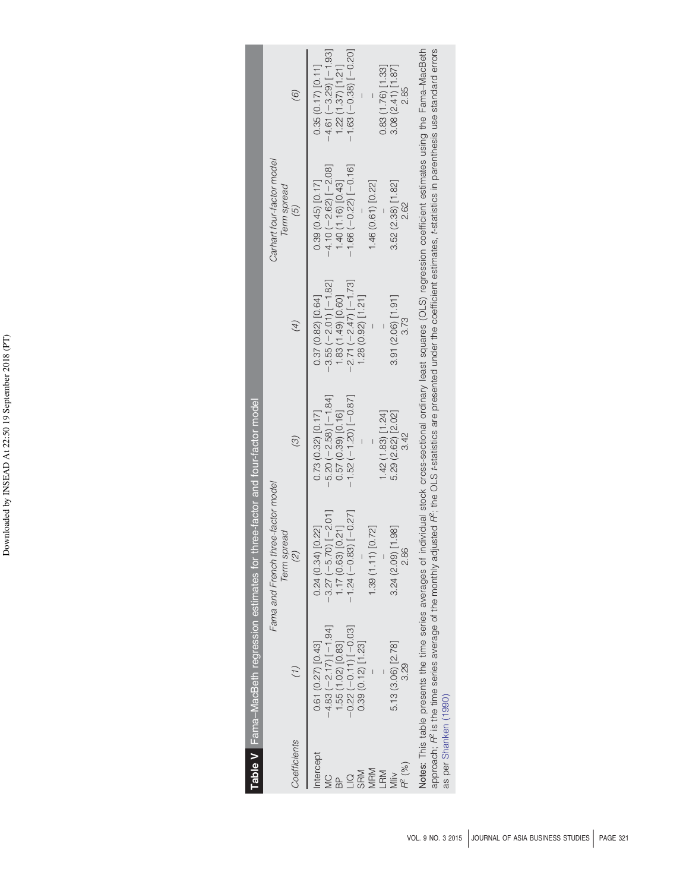**Table V** Fama–MacBeth regression estimates for three-factor and four-factor model

| *Coefficients* | *(1)* | Fama and French three-factor model Term spread *(2)* | *(3)* | *(4)* | Carhart four-factor model Term spread *(5)* | *(6)* |
|---|---|---|---|---|---|---|
| Intercept | 0.61 (0.27) [0.43] | 0.24 (0.34) [0.22] | 0.73 (0.32) [0.17] | 0.37 (0.82) [0.64] | 0.39 (0.45) [0.17] | 0.35 (0.17) [0.11] |
| MC | −4.83 (−2.17) [−1.94] | −3.27 (−5.70) [−2.01] | −5.20 (−2.58) [−1.84] | −3.55 (−2.01) [−1.82] | −4.10 (−2.62) [−2.08] | −4.61 (−3.29) [−1.93] |
| BP | 1.55 (1.02) [0.83] | 1.17 (0.63) [0.21] | 0.57 (0.39) [0.16] | 1.83 (1.49) [0.60] | 1.40 (1.16) [0.43] | 1.22 (1.37) [1.21] |
| LIQ | −0.22 (−0.11) [−0.03] | −1.24 (−0.83) [−0.27] | −1.52 (−1.20) [−0.87] | −2.71 (−2.47) [−1.73] | −1.66 (−0.22) [−0.16] | −1.63 (−0.38) [−0.20] |
| SRM | 0.39 (0.12) [1.23] | – | – | 1.28 (0.92) [1.21] | – | – |
| MRM | – | 1.39 (1.11) [0.72] | – | – | 1.46 (0.61) [0.22] | – |
| LRM | – | – | 1.42 (1.83) [1.24] | – | – | 0.83 (1.76) [1.33] |
| Mliv | 5.13 (3.06) [2.78] | 3.24 (2.09) [1.98] | 5.29 (2.62) [2.02] | 3.91 (2.06) [1.91] | 3.52 (2.38) [1.82] | 3.08 (2.41) [1.87] |
| $R^2$ (%) | 3.29 | 2.86 | 3.42 | 3.73 | 2.62 | 2.85 |

**Notes:** This table presents the time series averages of individual stock cross-sectional ordinary least squares (OLS) regression coefficient estimates using the Fama–MacBeth approach; $R^2$ is the time series average of the monthly adjusted $R^2$; the OLS *t*-statistics are presented under the coefficient estimates, *t*-statistics in parenthesis use standard errors as per Shanken (1990)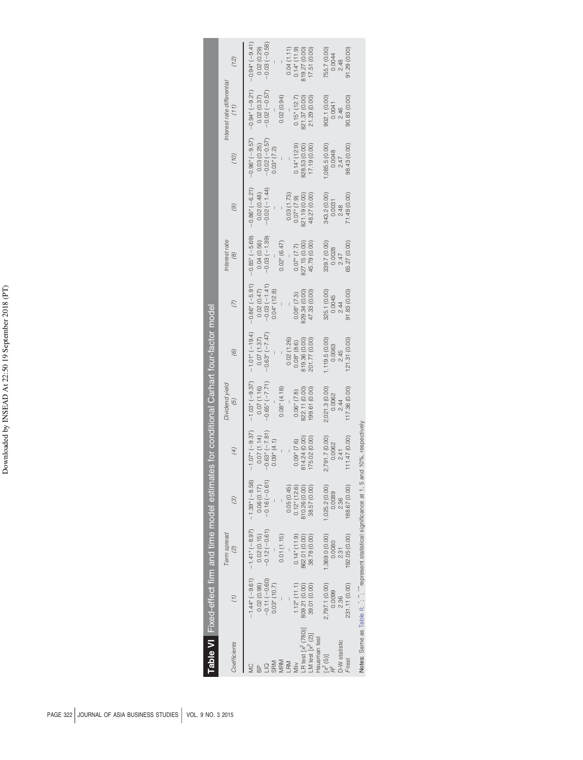**Table VI** Fixed-effect firm and time model estimates for conditional Carhart four-factor model

| Coefficients | (1) | Term spread (2) | (3) | (4) | Dividend yield (5) | (6) | (7) | Interest rate (8) | (9) | (10) | Interest rate differential (11) | (12) |
|---|---|---|---|---|---|---|---|---|---|---|---|---|
| MC | −1.44* (−9.61) | −1.41* (−8.97) | −1.39* (−8.58) | −1.07* (−9.37) | −1.03* (−9.37) | −1.01* (−19.4) | −0.86* (−5.91) | −0.85* (−5.69) | −0.86* (−6.21) | −0.96* (−9.57) | −0.94* (−9.21) | −0.94* (−9.41) |
| BP | 0.02 (0.98) | 0.02 (0.15) | 0.06 (0.17) | 0.07 (1.14) | 0.07 (1.16) | 0.07 (1.37) | 0.02 (0.47) | 0.04 (0.56) | 0.02 (0.48) | 0.03 (0.25) | 0.02 (0.37) | 0.02 (0.29) |
| LIQ | −0.11 (−0.60) | −0.12 (−0.61) | −0.16 (−0.61) | −0.63* (−7.81) | −0.65* (−7.71) | −0.63* (−7.47) | −0.03 (−1.41) | −0.03 (−1.39) | −0.02 (−1.44) | −0.02 (−0.57) | −0.02 (−0.57) | −0.03 (−0.58) |
| SRM | 0.03* (10.7) | – | – | 0.09* (4.1) | – | – | 0.04* (12.8) | – | – | 0.03* (7.2) | – | – |
| MRM | – | 0.01 (1.15) | – | – | 0.08* (4.18) | – | – | 0.02* (6.47) | – | – | 0.02 (0.94) | – |
| LRM | – | – | 0.05 (0.45) | – | – | 0.02 (1.26) | – | – | 0.03 (1.73) | – | – | 0.04 (1.11) |
| Mliv | 1.12* (11.1) | 0.14* (11.9) | 0.12* (12.6) | 0.09* (7.6) | 0.06* (7.8) | 0.08* (8.6) | 0.08* (7.3) | 0.07* (7.7) | 0.07* (7.9) | 0.14* (12.9) | 0.15* (12.7) | 0.14* (11.9) |
| LR test [$\chi^2$ (780)] | 809.21 (0.00) | 862.01 (0.00) | 810.26 (0.00) | 814.24 (0.00) | 822.11 (0.00) | 819.36 (0.00) | 829.34 (0.00) | 827.15 (0.00) | 821.19 (0.00) | 828.53 (0.00) | 821.37 (0.00) | 819.27 (0.00) |
| LM test [$\chi^2$ (2)] | 39.01 (0.00) | 38.78 (0.00) | 38.57 (0.00) | 175.02 (0.00) | 199.61 (0.00) | 201.77 (0.00) | 47.33 (0.00) | 45.79 (0.00) | 48.27 (0.00) | 17.19 (0.00) | 21.29 (0.00) | 17.51 (0.00) |
| Hausman test [$\chi^2$ (5)] | 2,797.1 (0.00) | 1,369.0 (0.00) | 1,025.2 (0.00) | 2,791.7 (0.00) | 2,021.3 (0.00) | 1,119.5 (0.00) | 325.1 (0.00) | 339.7 (0.00) | 343.2 (0.00) | 1,085.5 (0.00) | 902.1 (0.00) | 755.7 (0.00) |
| $R^2$ | 0.0099 | 0.0080 | 0.0089 | 0.0062 | 0.0062 | 0.0063 | 0.0045 | 0.0028 | 0.0031 | 0.0048 | 0.0041 | 0.0044 |
| D-W statistic | 2.36 | 2.31 | 2.36 | 2.41 | 2.44 | 2.45 | 2.44 | 2.47 | 2.48 | 2.47 | 2.46 | 2.48 |
| F-test | 231.11 (0.00) | 192.05 (0.00) | 188.67 (0.00) | 111.47 (0.00) | 117.36 (0.00) | 121.31 (0.00) | 91.83 (0.00) | 65.27 (0.00) | 71.49 (0.00) | 98.43 (0.00) | 90.83 (0.00) | 91.29 (0.00) |

**Notes:** Same as Table II; *, **, *** represent statistical significance at 1, 5 and 10%, respectively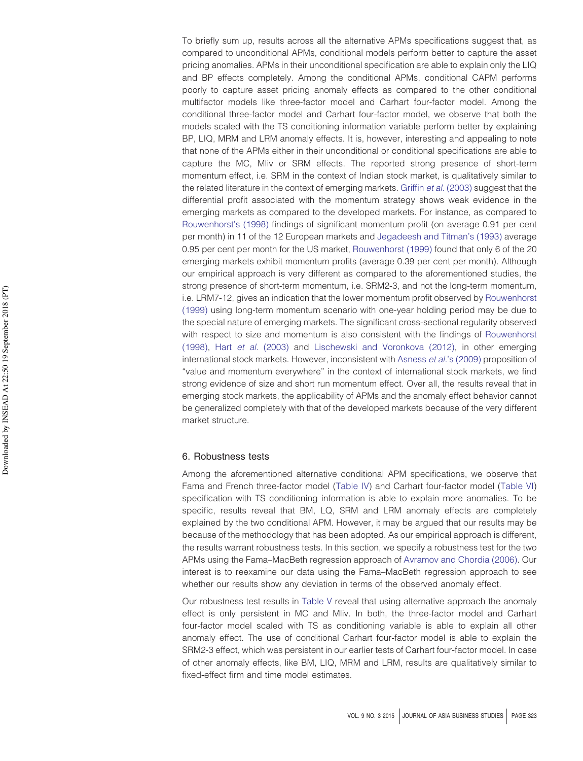To briefly sum up, results across all the alternative APMs specifications suggest that, as compared to unconditional APMs, conditional models perform better to capture the asset pricing anomalies. APMs in their unconditional specification are able to explain only the LIQ and BP effects completely. Among the conditional APMs, conditional CAPM performs poorly to capture asset pricing anomaly effects as compared to the other conditional multifactor models like three-factor model and Carhart four-factor model. Among the conditional three-factor model and Carhart four-factor model, we observe that both the models scaled with the TS conditioning information variable perform better by explaining BP, LIQ, MRM and LRM anomaly effects. It is, however, interesting and appealing to note that none of the APMs either in their unconditional or conditional specifications are able to capture the MC, Mliv or SRM effects. The reported strong presence of short-term momentum effect, i.e. SRM in the context of Indian stock market, is qualitatively similar to the related literature in the context of emerging markets. Griffin *et al.* (2003) suggest that the differential profit associated with the momentum strategy shows weak evidence in the emerging markets as compared to the developed markets. For instance, as compared to Rouwenhorst's (1998) findings of significant momentum profit (on average 0.91 per cent per month) in 11 of the 12 European markets and Jegadeesh and Titman's (1993) average 0.95 per cent per month for the US market, Rouwenhorst (1999) found that only 6 of the 20 emerging markets exhibit momentum profits (average 0.39 per cent per month). Although our empirical approach is very different as compared to the aforementioned studies, the strong presence of short-term momentum, i.e. SRM2-3, and not the long-term momentum, i.e. LRM7-12, gives an indication that the lower momentum profit observed by Rouwenhorst (1999) using long-term momentum scenario with one-year holding period may be due to the special nature of emerging markets. The significant cross-sectional regularity observed with respect to size and momentum is also consistent with the findings of Rouwenhorst (1998), Hart *et al.* (2003) and Lischewski and Voronkova (2012), in other emerging international stock markets. However, inconsistent with Asness *et al.*'s (2009) proposition of "value and momentum everywhere" in the context of international stock markets, we find strong evidence of size and short run momentum effect. Over all, the results reveal that in emerging stock markets, the applicability of APMs and the anomaly effect behavior cannot be generalized completely with that of the developed markets because of the very different market structure.

## 6. Robustness tests

Among the aforementioned alternative conditional APM specifications, we observe that Fama and French three-factor model (Table IV) and Carhart four-factor model (Table VI) specification with TS conditioning information is able to explain more anomalies. To be specific, results reveal that BM, LQ, SRM and LRM anomaly effects are completely explained by the two conditional APM. However, it may be argued that our results may be because of the methodology that has been adopted. As our empirical approach is different, the results warrant robustness tests. In this section, we specify a robustness test for the two APMs using the Fama–MacBeth regression approach of Avramov and Chordia (2006). Our interest is to reexamine our data using the Fama–MacBeth regression approach to see whether our results show any deviation in terms of the observed anomaly effect.

Our robustness test results in Table V reveal that using alternative approach the anomaly effect is only persistent in MC and Mliv. In both, the three-factor model and Carhart four-factor model scaled with TS as conditioning variable is able to explain all other anomaly effect. The use of conditional Carhart four-factor model is able to explain the SRM2-3 effect, which was persistent in our earlier tests of Carhart four-factor model. In case of other anomaly effects, like BM, LIQ, MRM and LRM, results are qualitatively similar to fixed-effect firm and time model estimates.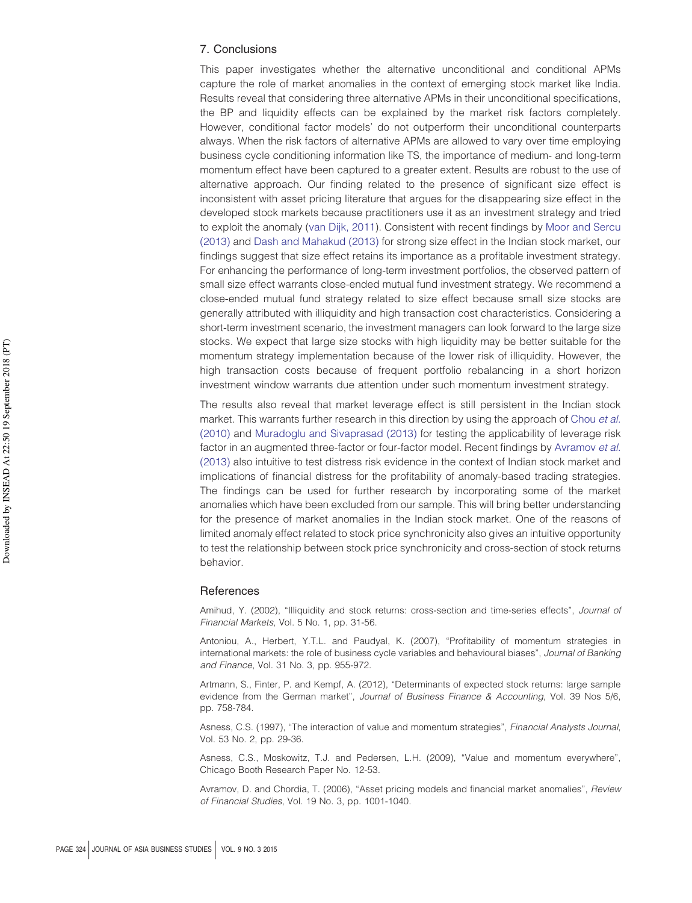## 7. Conclusions

This paper investigates whether the alternative unconditional and conditional APMs capture the role of market anomalies in the context of emerging stock market like India. Results reveal that considering three alternative APMs in their unconditional specifications, the BP and liquidity effects can be explained by the market risk factors completely. However, conditional factor models' do not outperform their unconditional counterparts always. When the risk factors of alternative APMs are allowed to vary over time employing business cycle conditioning information like TS, the importance of medium- and long-term momentum effect have been captured to a greater extent. Results are robust to the use of alternative approach. Our finding related to the presence of significant size effect is inconsistent with asset pricing literature that argues for the disappearing size effect in the developed stock markets because practitioners use it as an investment strategy and tried to exploit the anomaly (van Dijk, 2011). Consistent with recent findings by Moor and Sercu (2013) and Dash and Mahakud (2013) for strong size effect in the Indian stock market, our findings suggest that size effect retains its importance as a profitable investment strategy. For enhancing the performance of long-term investment portfolios, the observed pattern of small size effect warrants close-ended mutual fund investment strategy. We recommend a close-ended mutual fund strategy related to size effect because small size stocks are generally attributed with illiquidity and high transaction cost characteristics. Considering a short-term investment scenario, the investment managers can look forward to the large size stocks. We expect that large size stocks with high liquidity may be better suitable for the momentum strategy implementation because of the lower risk of illiquidity. However, the high transaction costs because of frequent portfolio rebalancing in a short horizon investment window warrants due attention under such momentum investment strategy.

The results also reveal that market leverage effect is still persistent in the Indian stock market. This warrants further research in this direction by using the approach of Chou *et al.* (2010) and Muradoglu and Sivaprasad (2013) for testing the applicability of leverage risk factor in an augmented three-factor or four-factor model. Recent findings by Avramov *et al.* (2013) also intuitive to test distress risk evidence in the context of Indian stock market and implications of financial distress for the profitability of anomaly-based trading strategies. The findings can be used for further research by incorporating some of the market anomalies which have been excluded from our sample. This will bring better understanding for the presence of market anomalies in the Indian stock market. One of the reasons of limited anomaly effect related to stock price synchronicity also gives an intuitive opportunity to test the relationship between stock price synchronicity and cross-section of stock returns behavior.

## References

Amihud, Y. (2002), "Illiquidity and stock returns: cross-section and time-series effects", *Journal of Financial Markets*, Vol. 5 No. 1, pp. 31-56.

Antoniou, A., Herbert, Y.T.L. and Paudyal, K. (2007), "Profitability of momentum strategies in international markets: the role of business cycle variables and behavioural biases", *Journal of Banking and Finance*, Vol. 31 No. 3, pp. 955-972.

Artmann, S., Finter, P. and Kempf, A. (2012), "Determinants of expected stock returns: large sample evidence from the German market", *Journal of Business Finance & Accounting*, Vol. 39 Nos 5/6, pp. 758-784.

Asness, C.S. (1997), "The interaction of value and momentum strategies", *Financial Analysts Journal*, Vol. 53 No. 2, pp. 29-36.

Asness, C.S., Moskowitz, T.J. and Pedersen, L.H. (2009), "Value and momentum everywhere", Chicago Booth Research Paper No. 12-53.

Avramov, D. and Chordia, T. (2006), "Asset pricing models and financial market anomalies", *Review of Financial Studies*, Vol. 19 No. 3, pp. 1001-1040.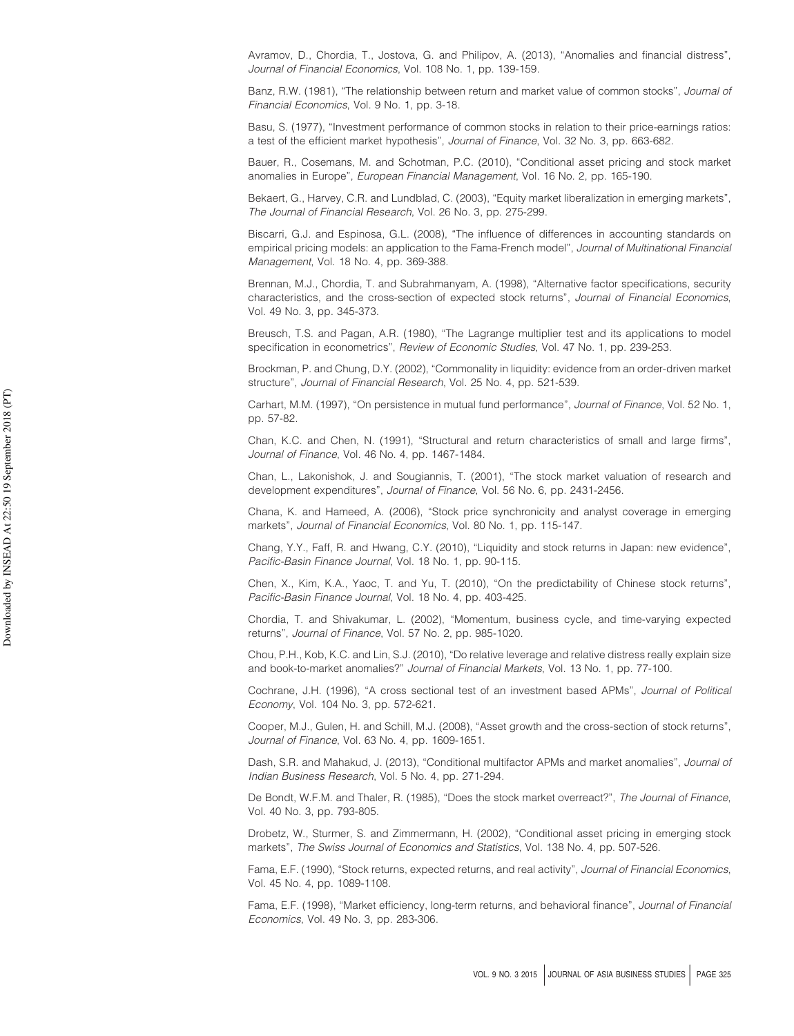Avramov, D., Chordia, T., Jostova, G. and Philipov, A. (2013), "Anomalies and financial distress", *Journal of Financial Economics*, Vol. 108 No. 1, pp. 139-159.

Banz, R.W. (1981), "The relationship between return and market value of common stocks", *Journal of Financial Economics*, Vol. 9 No. 1, pp. 3-18.

Basu, S. (1977), "Investment performance of common stocks in relation to their price-earnings ratios: a test of the efficient market hypothesis", *Journal of Finance*, Vol. 32 No. 3, pp. 663-682.

Bauer, R., Cosemans, M. and Schotman, P.C. (2010), "Conditional asset pricing and stock market anomalies in Europe", *European Financial Management*, Vol. 16 No. 2, pp. 165-190.

Bekaert, G., Harvey, C.R. and Lundblad, C. (2003), "Equity market liberalization in emerging markets", *The Journal of Financial Research*, Vol. 26 No. 3, pp. 275-299.

Biscarri, G.J. and Espinosa, G.L. (2008), "The influence of differences in accounting standards on empirical pricing models: an application to the Fama-French model", *Journal of Multinational Financial Management*, Vol. 18 No. 4, pp. 369-388.

Brennan, M.J., Chordia, T. and Subrahmanyam, A. (1998), "Alternative factor specifications, security characteristics, and the cross-section of expected stock returns", *Journal of Financial Economics*, Vol. 49 No. 3, pp. 345-373.

Breusch, T.S. and Pagan, A.R. (1980), "The Lagrange multiplier test and its applications to model specification in econometrics", *Review of Economic Studies*, Vol. 47 No. 1, pp. 239-253.

Brockman, P. and Chung, D.Y. (2002), "Commonality in liquidity: evidence from an order-driven market structure", *Journal of Financial Research*, Vol. 25 No. 4, pp. 521-539.

Carhart, M.M. (1997), "On persistence in mutual fund performance", *Journal of Finance*, Vol. 52 No. 1, pp. 57-82.

Chan, K.C. and Chen, N. (1991), "Structural and return characteristics of small and large firms", *Journal of Finance*, Vol. 46 No. 4, pp. 1467-1484.

Chan, L., Lakonishok, J. and Sougiannis, T. (2001), "The stock market valuation of research and development expenditures", *Journal of Finance*, Vol. 56 No. 6, pp. 2431-2456.

Chana, K. and Hameed, A. (2006), "Stock price synchronicity and analyst coverage in emerging markets", *Journal of Financial Economics*, Vol. 80 No. 1, pp. 115-147.

Chang, Y.Y., Faff, R. and Hwang, C.Y. (2010), "Liquidity and stock returns in Japan: new evidence", *Pacific-Basin Finance Journal*, Vol. 18 No. 1, pp. 90-115.

Chen, X., Kim, K.A., Yaoc, T. and Yu, T. (2010), "On the predictability of Chinese stock returns", *Pacific-Basin Finance Journal*, Vol. 18 No. 4, pp. 403-425.

Chordia, T. and Shivakumar, L. (2002), "Momentum, business cycle, and time-varying expected returns", *Journal of Finance*, Vol. 57 No. 2, pp. 985-1020.

Chou, P.H., Kob, K.C. and Lin, S.J. (2010), "Do relative leverage and relative distress really explain size and book-to-market anomalies?" *Journal of Financial Markets*, Vol. 13 No. 1, pp. 77-100.

Cochrane, J.H. (1996), "A cross sectional test of an investment based APMs", *Journal of Political Economy*, Vol. 104 No. 3, pp. 572-621.

Cooper, M.J., Gulen, H. and Schill, M.J. (2008), "Asset growth and the cross-section of stock returns", *Journal of Finance*, Vol. 63 No. 4, pp. 1609-1651.

Dash, S.R. and Mahakud, J. (2013), "Conditional multifactor APMs and market anomalies", *Journal of Indian Business Research*, Vol. 5 No. 4, pp. 271-294.

De Bondt, W.F.M. and Thaler, R. (1985), "Does the stock market overreact?", *The Journal of Finance*, Vol. 40 No. 3, pp. 793-805.

Drobetz, W., Sturmer, S. and Zimmermann, H. (2002), "Conditional asset pricing in emerging stock markets", *The Swiss Journal of Economics and Statistics*, Vol. 138 No. 4, pp. 507-526.

Fama, E.F. (1990), "Stock returns, expected returns, and real activity", *Journal of Financial Economics*, Vol. 45 No. 4, pp. 1089-1108.

Fama, E.F. (1998), "Market efficiency, long-term returns, and behavioral finance", *Journal of Financial Economics*, Vol. 49 No. 3, pp. 283-306.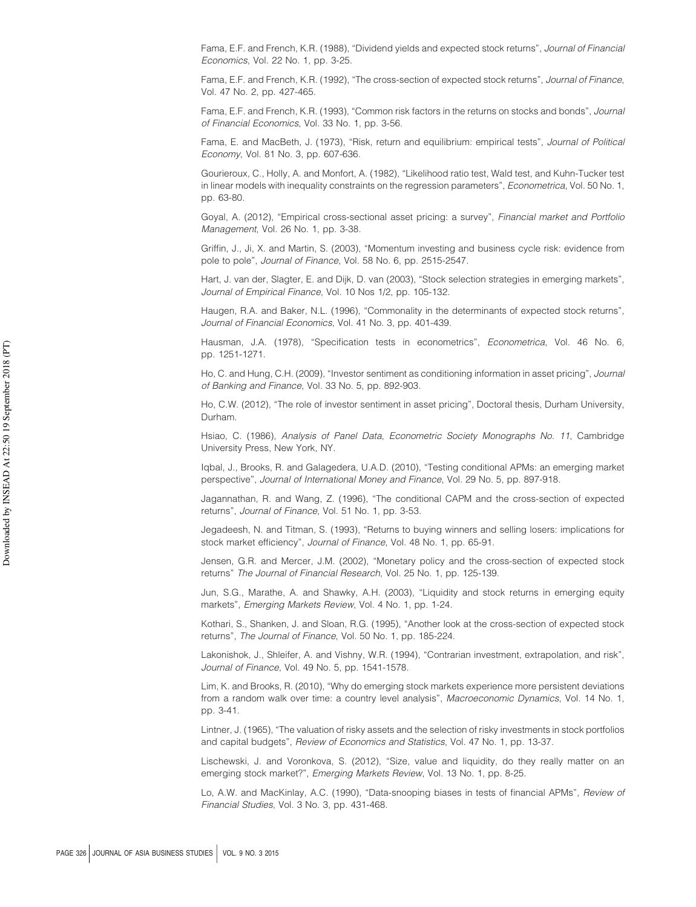Fama, E.F. and French, K.R. (1988), "Dividend yields and expected stock returns", *Journal of Financial Economics*, Vol. 22 No. 1, pp. 3-25.

Fama, E.F. and French, K.R. (1992), "The cross-section of expected stock returns", *Journal of Finance*, Vol. 47 No. 2, pp. 427-465.

Fama, E.F. and French, K.R. (1993), "Common risk factors in the returns on stocks and bonds", *Journal of Financial Economics*, Vol. 33 No. 1, pp. 3-56.

Fama, E. and MacBeth, J. (1973), "Risk, return and equilibrium: empirical tests", *Journal of Political Economy*, Vol. 81 No. 3, pp. 607-636.

Gourieroux, C., Holly, A. and Monfort, A. (1982), "Likelihood ratio test, Wald test, and Kuhn-Tucker test in linear models with inequality constraints on the regression parameters", *Econometrica*, Vol. 50 No. 1, pp. 63-80.

Goyal, A. (2012), "Empirical cross-sectional asset pricing: a survey", *Financial market and Portfolio Management*, Vol. 26 No. 1, pp. 3-38.

Griffin, J., Ji, X. and Martin, S. (2003), "Momentum investing and business cycle risk: evidence from pole to pole", *Journal of Finance*, Vol. 58 No. 6, pp. 2515-2547.

Hart, J. van der, Slagter, E. and Dijk, D. van (2003), "Stock selection strategies in emerging markets", *Journal of Empirical Finance*, Vol. 10 Nos 1/2, pp. 105-132.

Haugen, R.A. and Baker, N.L. (1996), "Commonality in the determinants of expected stock returns", *Journal of Financial Economics*, Vol. 41 No. 3, pp. 401-439.

Hausman, J.A. (1978), "Specification tests in econometrics", *Econometrica*, Vol. 46 No. 6, pp. 1251-1271.

Ho, C. and Hung, C.H. (2009), "Investor sentiment as conditioning information in asset pricing", *Journal of Banking and Finance*, Vol. 33 No. 5, pp. 892-903.

Ho, C.W. (2012), "The role of investor sentiment in asset pricing", Doctoral thesis, Durham University, Durham.

Hsiao, C. (1986), *Analysis of Panel Data, Econometric Society Monographs No. 11*, Cambridge University Press, New York, NY.

Iqbal, J., Brooks, R. and Galagedera, U.A.D. (2010), "Testing conditional APMs: an emerging market perspective", *Journal of International Money and Finance*, Vol. 29 No. 5, pp. 897-918.

Jagannathan, R. and Wang, Z. (1996), "The conditional CAPM and the cross-section of expected returns", *Journal of Finance*, Vol. 51 No. 1, pp. 3-53.

Jegadeesh, N. and Titman, S. (1993), "Returns to buying winners and selling losers: implications for stock market efficiency", *Journal of Finance*, Vol. 48 No. 1, pp. 65-91.

Jensen, G.R. and Mercer, J.M. (2002), "Monetary policy and the cross-section of expected stock returns" *The Journal of Financial Research*, Vol. 25 No. 1, pp. 125-139.

Jun, S.G., Marathe, A. and Shawky, A.H. (2003), "Liquidity and stock returns in emerging equity markets", *Emerging Markets Review*, Vol. 4 No. 1, pp. 1-24.

Kothari, S., Shanken, J. and Sloan, R.G. (1995), "Another look at the cross-section of expected stock returns", *The Journal of Finance*, Vol. 50 No. 1, pp. 185-224.

Lakonishok, J., Shleifer, A. and Vishny, W.R. (1994), "Contrarian investment, extrapolation, and risk", *Journal of Finance*, Vol. 49 No. 5, pp. 1541-1578.

Lim, K. and Brooks, R. (2010), "Why do emerging stock markets experience more persistent deviations from a random walk over time: a country level analysis", *Macroeconomic Dynamics*, Vol. 14 No. 1, pp. 3-41.

Lintner, J. (1965), "The valuation of risky assets and the selection of risky investments in stock portfolios and capital budgets", *Review of Economics and Statistics*, Vol. 47 No. 1, pp. 13-37.

Lischewski, J. and Voronkova, S. (2012), "Size, value and liquidity, do they really matter on an emerging stock market?", *Emerging Markets Review*, Vol. 13 No. 1, pp. 8-25.

Lo, A.W. and MacKinlay, A.C. (1990), "Data-snooping biases in tests of financial APMs", *Review of Financial Studies*, Vol. 3 No. 3, pp. 431-468.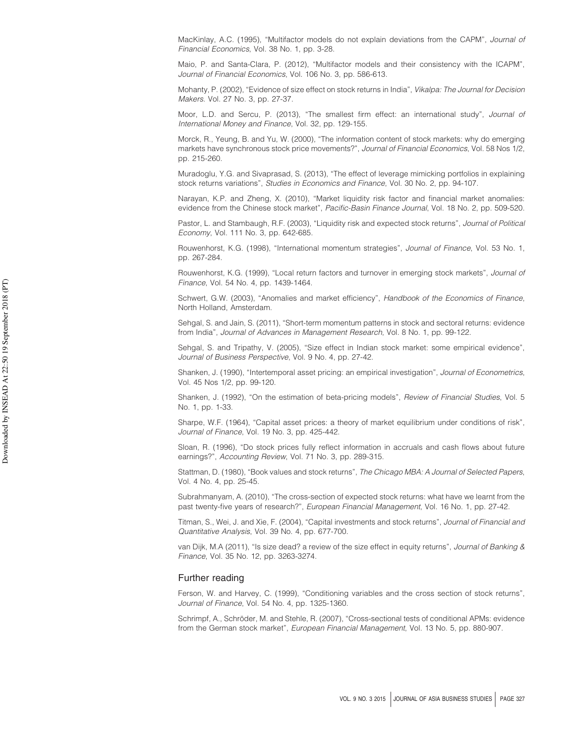MacKinlay, A.C. (1995), “Multifactor models do not explain deviations from the CAPM”, *Journal of Financial Economics*, Vol. 38 No. 1, pp. 3-28.

Maio, P. and Santa-Clara, P. (2012), “Multifactor models and their consistency with the ICAPM”, *Journal of Financial Economics*, Vol. 106 No. 3, pp. 586-613.

Mohanty, P. (2002), “Evidence of size effect on stock returns in India”, *Vikalpa: The Journal for Decision Makers*. Vol. 27 No. 3, pp. 27-37.

Moor, L.D. and Sercu, P. (2013), “The smallest firm effect: an international study”, *Journal of International Money and Finance*, Vol. 32, pp. 129-155.

Morck, R., Yeung, B. and Yu, W. (2000), “The information content of stock markets: why do emerging markets have synchronous stock price movements?”, *Journal of Financial Economics*, Vol. 58 Nos 1/2, pp. 215-260.

Muradoglu, Y.G. and Sivaprasad, S. (2013), “The effect of leverage mimicking portfolios in explaining stock returns variations”, *Studies in Economics and Finance*, Vol. 30 No. 2, pp. 94-107.

Narayan, K.P. and Zheng, X. (2010), “Market liquidity risk factor and financial market anomalies: evidence from the Chinese stock market”, *Pacific-Basin Finance Journal*, Vol. 18 No. 2, pp. 509-520.

Pastor, L. and Stambaugh, R.F. (2003), “Liquidity risk and expected stock returns”, *Journal of Political Economy*, Vol. 111 No. 3, pp. 642-685.

Rouwenhorst, K.G. (1998), “International momentum strategies”, *Journal of Finance*, Vol. 53 No. 1, pp. 267-284.

Rouwenhorst, K.G. (1999), “Local return factors and turnover in emerging stock markets”, *Journal of Finance*, Vol. 54 No. 4, pp. 1439-1464.

Schwert, G.W. (2003), “Anomalies and market efficiency”, *Handbook of the Economics of Finance*, North Holland, Amsterdam.

Sehgal, S. and Jain, S. (2011), “Short-term momentum patterns in stock and sectoral returns: evidence from India”, *Journal of Advances in Management Research*, Vol. 8 No. 1, pp. 99-122.

Sehgal, S. and Tripathy, V. (2005), “Size effect in Indian stock market: some empirical evidence”, *Journal of Business Perspective*, Vol. 9 No. 4, pp. 27-42.

Shanken, J. (1990), “Intertemporal asset pricing: an empirical investigation”, *Journal of Econometrics*, Vol. 45 Nos 1/2, pp. 99-120.

Shanken, J. (1992), “On the estimation of beta-pricing models”, *Review of Financial Studies*, Vol. 5 No. 1, pp. 1-33.

Sharpe, W.F. (1964), “Capital asset prices: a theory of market equilibrium under conditions of risk”, *Journal of Finance*, Vol. 19 No. 3, pp. 425-442.

Sloan, R. (1996), “Do stock prices fully reflect information in accruals and cash flows about future earnings?”, *Accounting Review*, Vol. 71 No. 3, pp. 289-315.

Stattman, D. (1980), “Book values and stock returns”, *The Chicago MBA: A Journal of Selected Papers*, Vol. 4 No. 4, pp. 25-45.

Subrahmanyam, A. (2010), “The cross-section of expected stock returns: what have we learnt from the past twenty-five years of research?”, *European Financial Management*, Vol. 16 No. 1, pp. 27-42.

Titman, S., Wei, J. and Xie, F. (2004), “Capital investments and stock returns”, *Journal of Financial and Quantitative Analysis*, Vol. 39 No. 4, pp. 677-700.

van Dijk, M.A (2011), “Is size dead? a review of the size effect in equity returns”, *Journal of Banking & Finance*, Vol. 35 No. 12, pp. 3263-3274.

## Further reading

Ferson, W. and Harvey, C. (1999), “Conditioning variables and the cross section of stock returns”, *Journal of Finance*, Vol. 54 No. 4, pp. 1325-1360.

Schrimpf, A., Schröder, M. and Stehle, R. (2007), “Cross-sectional tests of conditional APMs: evidence from the German stock market”, *European Financial Management*, Vol. 13 No. 5, pp. 880-907.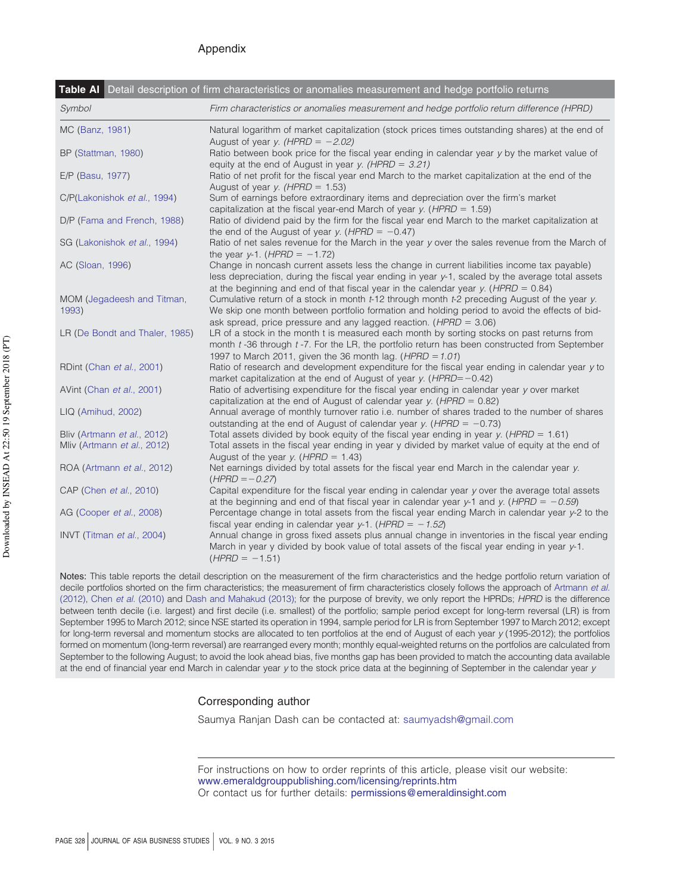## Appendix

**Table AI** Detail description of firm characteristics or anomalies measurement and hedge portfolio returns

| *Symbol* | *Firm characteristics or anomalies measurement and hedge portfolio return difference (HPRD)* |
|---|---|
| MC (Banz, 1981) | Natural logarithm of market capitalization (stock prices times outstanding shares) at the end of August of year *y*. *(HPRD = −2.02)* |
| BP (Stattman, 1980) | Ratio between book price for the fiscal year ending in calendar year *y* by the market value of equity at the end of August in year *y*. *(HPRD = 3.21)* |
| E/P (Basu, 1977) | Ratio of net profit for the fiscal year end March to the market capitalization at the end of the August of year *y*. *(HPRD* = 1.53) |
| C/P(Lakonishok *et al.*, 1994) | Sum of earnings before extraordinary items and depreciation over the firm's market capitalization at the fiscal year-end March of year *y*. (*HPRD* = 1.59) |
| D/P (Fama and French, 1988) | Ratio of dividend paid by the firm for the fiscal year end March to the market capitalization at the end of the August of year *y*. (*HPRD* = −0.47) |
| SG (Lakonishok *et al.*, 1994) | Ratio of net sales revenue for the March in the year *y* over the sales revenue from the March of the year *y*-1. (*HPRD* = −1.72) |
| AC (Sloan, 1996) | Change in noncash current assets less the change in current liabilities income tax payable) less depreciation, during the fiscal year ending in year *y*-1, scaled by the average total assets at the beginning and end of that fiscal year in the calendar year *y*. (*HPRD* = 0.84) |
| MOM (Jegadeesh and Titman, 1993) | Cumulative return of a stock in month *t*-12 through month *t*-2 preceding August of the year *y*. We skip one month between portfolio formation and holding period to avoid the effects of bid-ask spread, price pressure and any lagged reaction. (*HPRD* = 3.06) |
| LR (De Bondt and Thaler, 1985) | LR of a stock in the month t is measured each month by sorting stocks on past returns from month *t* -36 through *t* -7. For the LR, the portfolio return has been constructed from September 1997 to March 2011, given the 36 month lag. (*HPRD = 1.01*) |
| RDint (Chan *et al.*, 2001) | Ratio of research and development expenditure for the fiscal year ending in calendar year *y* to market capitalization at the end of August of year *y*. (*HPRD*=−0.42) |
| AVint (Chan *et al.*, 2001) | Ratio of advertising expenditure for the fiscal year ending in calendar year *y* over market capitalization at the end of August of calendar year *y*. (*HPRD* = 0.82) |
| LIQ (Amihud, 2002) | Annual average of monthly turnover ratio i.e. number of shares traded to the number of shares outstanding at the end of August of calendar year *y*. (*HPRD* = −0.73) |
| Bliv (Artmann *et al.*, 2012) | Total assets divided by book equity of the fiscal year ending in year *y*. (*HPRD* = 1.61) |
| Mliv (Artmann *et al.*, 2012) | Total assets in the fiscal year ending in year y divided by market value of equity at the end of August of the year *y*. (*HPRD* = 1.43) |
| ROA (Artmann *et al.*, 2012) | Net earnings divided by total assets for the fiscal year end March in the calendar year *y*. (*HPRD =−0.27*) |
| CAP (Chen *et al.*, 2010) | Capital expenditure for the fiscal year ending in calendar year *y* over the average total assets at the beginning and end of that fiscal year in calendar year *y*-1 and *y*. (*HPRD* = *−0.59*) |
| AG (Cooper *et al.*, 2008) | Percentage change in total assets from the fiscal year ending March in calendar year *y*-2 to the fiscal year ending in calendar year *y*-1. (*HPRD* = *−1.52*) |
| INVT (Titman *et al.*, 2004) | Annual change in gross fixed assets plus annual change in inventories in the fiscal year ending March in year y divided by book value of total assets of the fiscal year ending in year *y*-1. (*HPRD* = −1.51) |

**Notes:** This table reports the detail description on the measurement of the firm characteristics and the hedge portfolio return variation of decile portfolios shorted on the firm characteristics; the measurement of firm characteristics closely follows the approach of Artmann *et al.* (2012), Chen *et al.* (2010) and Dash and Mahakud (2013); for the purpose of brevity, we only report the HPRDs; *HPRD* is the difference between tenth decile (i.e. largest) and first decile (i.e. smallest) of the portfolio; sample period except for long-term reversal (LR) is from September 1995 to March 2012; since NSE started its operation in 1994, sample period for LR is from September 1997 to March 2012; except for long-term reversal and momentum stocks are allocated to ten portfolios at the end of August of each year *y* (1995-2012); the portfolios formed on momentum (long-term reversal) are rearranged every month; monthly equal-weighted returns on the portfolios are calculated from September to the following August; to avoid the look ahead bias, five months gap has been provided to match the accounting data available at the end of financial year end March in calendar year *y* to the stock price data at the beginning of September in the calendar year *y*

### Corresponding author

Saumya Ranjan Dash can be contacted at: saumyadsh@gmail.com

For instructions on how to order reprints of this article, please visit our website:
www.emeraldgrouppublishing.com/licensing/reprints.htm
Or contact us for further details: permissions@emeraldinsight.com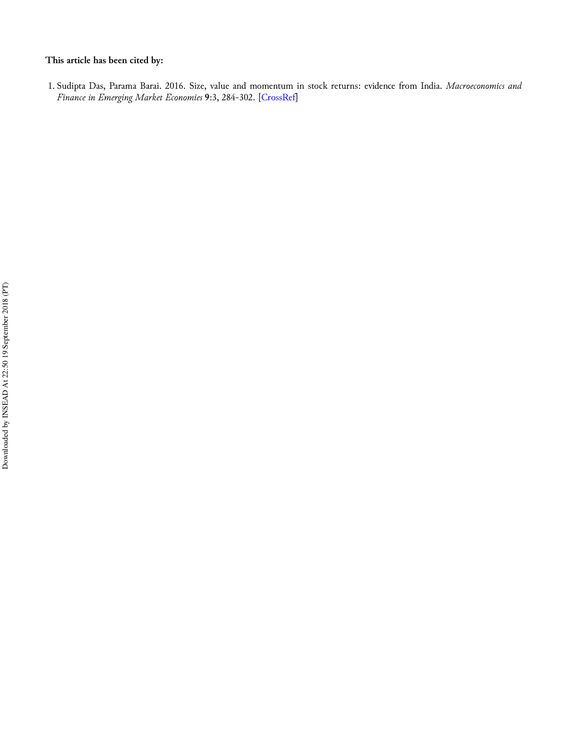**This article has been cited by:**

1. Sudipta Das, Parama Barai. 2016. Size, value and momentum in stock returns: evidence from India. *Macroeconomics and Finance in Emerging Market Economies* **9**:3, 284-302. [CrossRef]